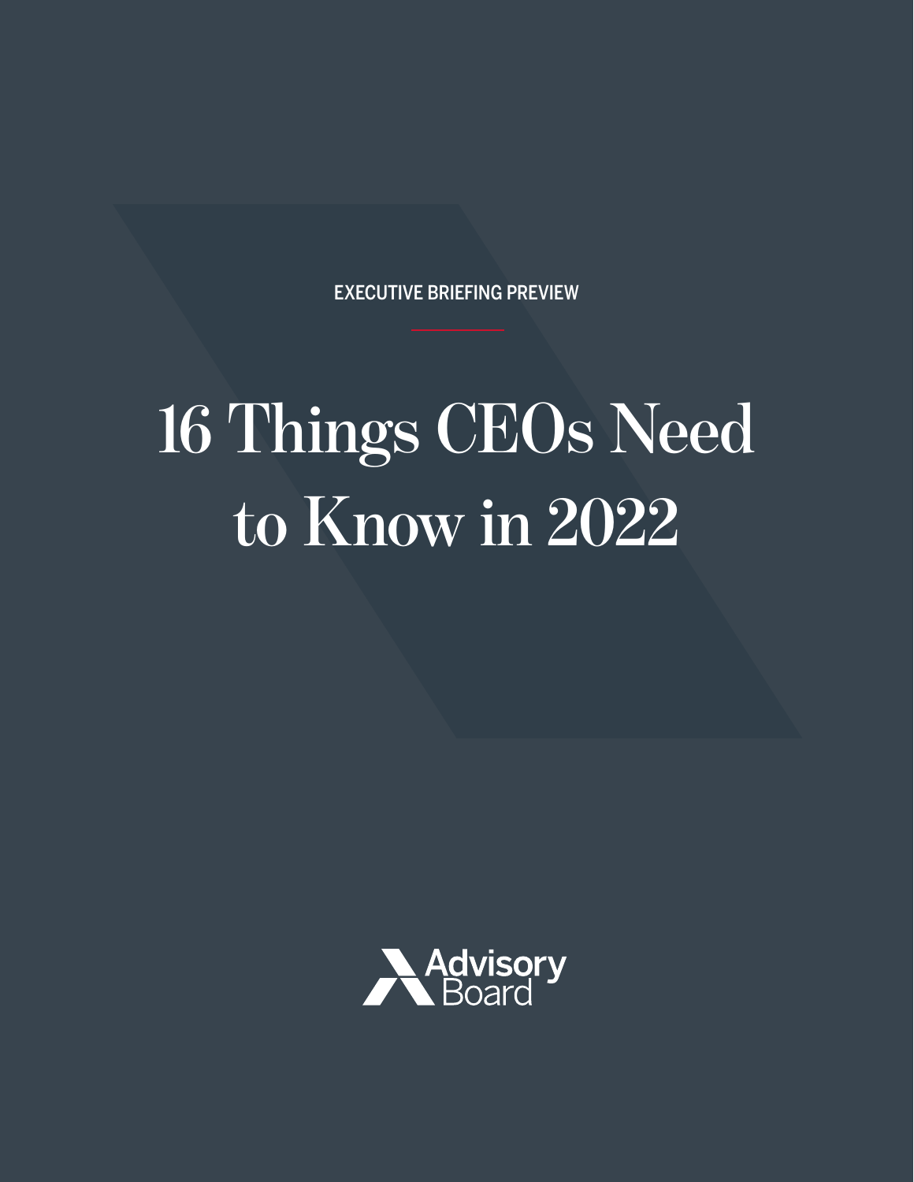EXECUTIVE BRIEFING PREVIEW

# 16 Things CEOs Need to Know in 2022

Advisory Board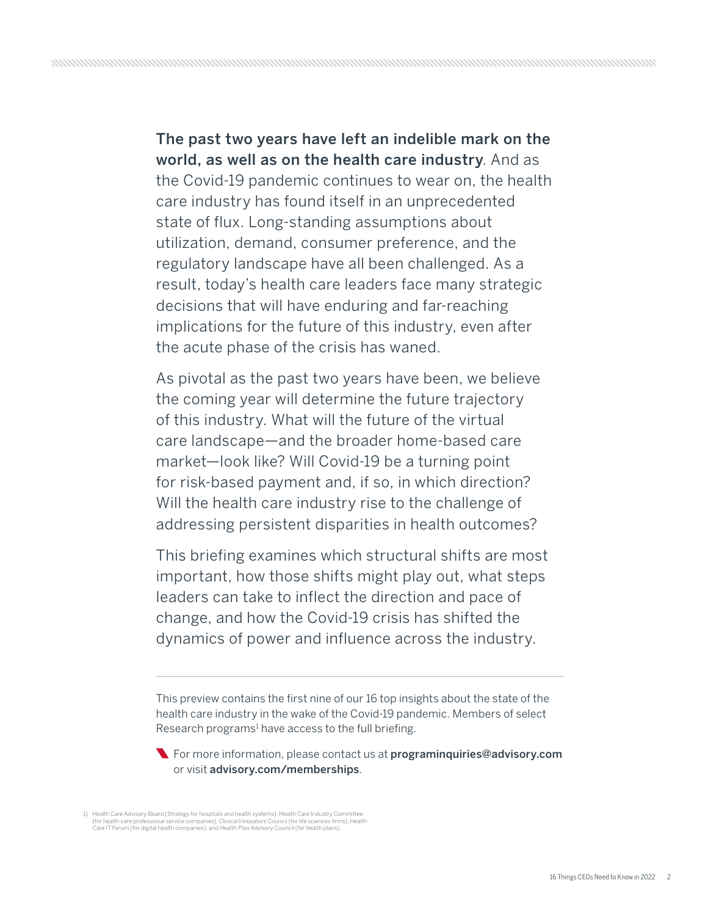**The past two years have left an indelible mark on the world, as well as on the health care industry**. And as the Covid-19 pandemic continues to wear on, the health care industry has found itself in an unprecedented state of flux. Long-standing assumptions about utilization, demand, consumer preference, and the regulatory landscape have all been challenged. As a result, today's health care leaders face many strategic decisions that will have enduring and far-reaching implications for the future of this industry, even after the acute phase of the crisis has waned.

As pivotal as the past two years have been, we believe the coming year will determine the future trajectory of this industry. What will the future of the virtual care landscape—and the broader home-based care market—look like? Will Covid-19 be a turning point for risk-based payment and, if so, in which direction? Will the health care industry rise to the challenge of addressing persistent disparities in health outcomes?

This briefing examines which structural shifts are most important, how those shifts might play out, what steps leaders can take to inflect the direction and pace of change, and how the Covid-19 crisis has shifted the dynamics of power and influence across the industry.

---

This preview contains the first nine of our 16 top insights about the state of the health care industry in the wake of the Covid-19 pandemic. Members of select Research programs[1] have access to the full briefing.

For more information, please contact us at **programinquiries@advisory.com** or visit **advisory.com/memberships**.

1) Health Care Advisory Board (Strategy for hospitals and health systems), Health Care Industry Committee (for health care professional service companies), Clinical Innovators Council (for life sciences firms), Health Care IT Forum (for digital health companies), and Health Plan Advisory Council (for health plans).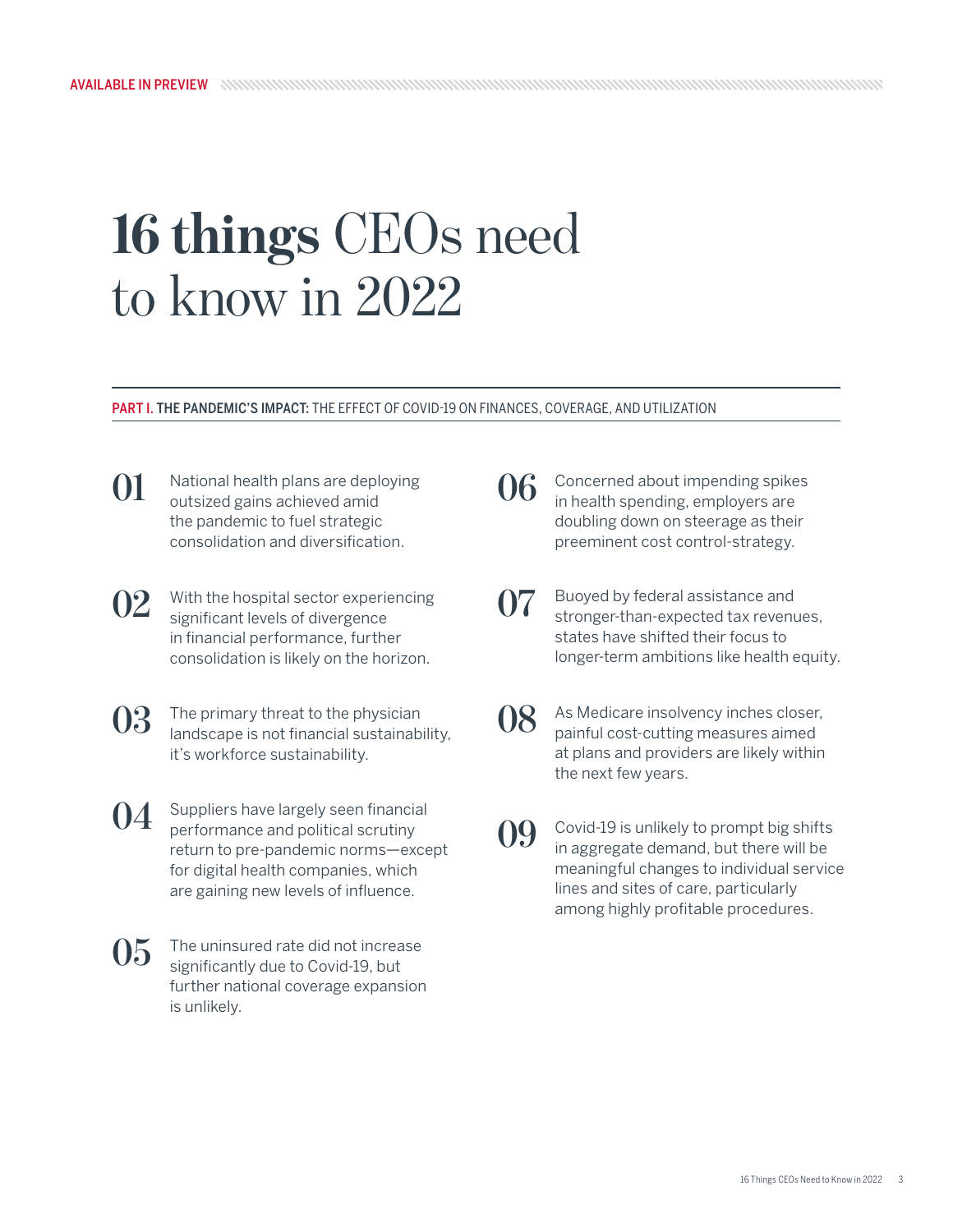AVAILABLE IN PREVIEW

# 16 things CEOs need to know in 2022

**PART I. THE PANDEMIC'S IMPACT:** THE EFFECT OF COVID-19 ON FINANCES, COVERAGE, AND UTILIZATION

**01** National health plans are deploying outsized gains achieved amid the pandemic to fuel strategic consolidation and diversification.

**02** With the hospital sector experiencing significant levels of divergence in financial performance, further consolidation is likely on the horizon.

**03** The primary threat to the physician landscape is not financial sustainability, it's workforce sustainability.

**04** Suppliers have largely seen financial performance and political scrutiny return to pre-pandemic norms—except for digital health companies, which are gaining new levels of influence.

**05** The uninsured rate did not increase significantly due to Covid-19, but further national coverage expansion is unlikely.

**06** Concerned about impending spikes in health spending, employers are doubling down on steerage as their preeminent cost control-strategy.

**07** Buoyed by federal assistance and stronger-than-expected tax revenues, states have shifted their focus to longer-term ambitions like health equity.

**08** As Medicare insolvency inches closer, painful cost-cutting measures aimed at plans and providers are likely within the next few years.

**09** Covid-19 is unlikely to prompt big shifts in aggregate demand, but there will be meaningful changes to individual service lines and sites of care, particularly among highly profitable procedures.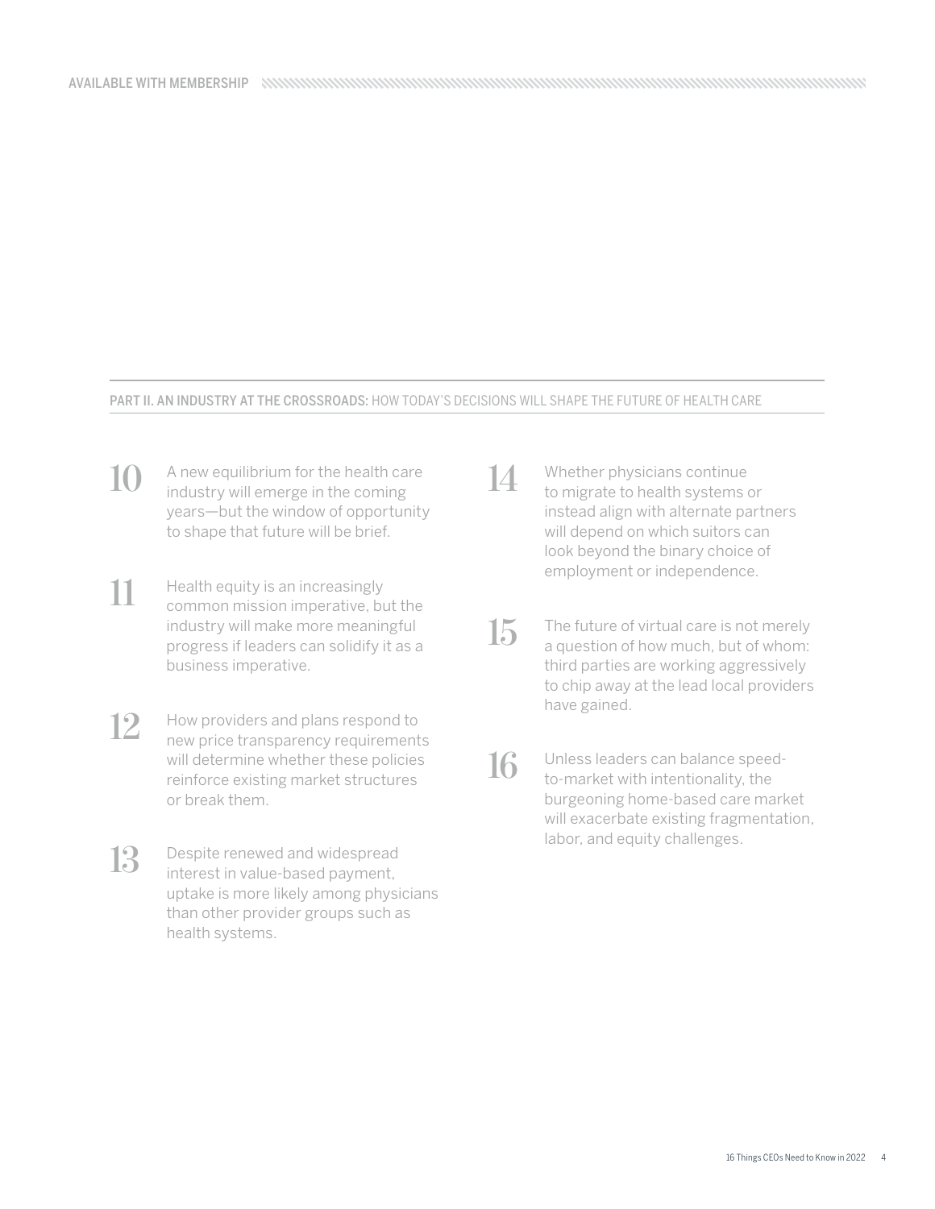AVAILABLE WITH MEMBERSHIP

**PART II. AN INDUSTRY AT THE CROSSROADS:** HOW TODAY'S DECISIONS WILL SHAPE THE FUTURE OF HEALTH CARE

**10** A new equilibrium for the health care industry will emerge in the coming years—but the window of opportunity to shape that future will be brief.

**11** Health equity is an increasingly common mission imperative, but the industry will make more meaningful progress if leaders can solidify it as a business imperative.

**12** How providers and plans respond to new price transparency requirements will determine whether these policies reinforce existing market structures or break them.

**13** Despite renewed and widespread interest in value-based payment, uptake is more likely among physicians than other provider groups such as health systems.

**14** Whether physicians continue to migrate to health systems or instead align with alternate partners will depend on which suitors can look beyond the binary choice of employment or independence.

**15** The future of virtual care is not merely a question of how much, but of whom: third parties are working aggressively to chip away at the lead local providers have gained.

**16** Unless leaders can balance speed-to-market with intentionality, the burgeoning home-based care market will exacerbate existing fragmentation, labor, and equity challenges.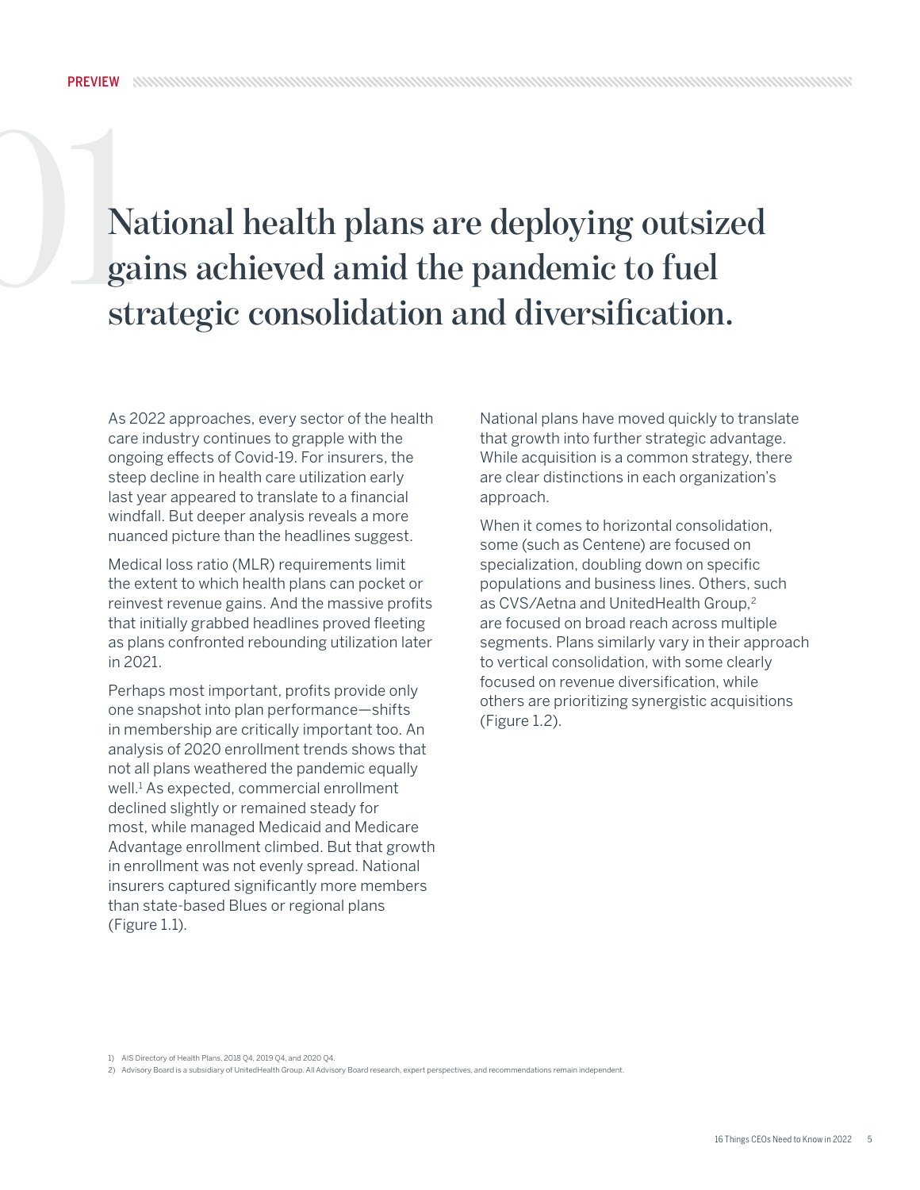PREVIEW

# 01 National health plans are deploying outsized gains achieved amid the pandemic to fuel strategic consolidation and diversification.

As 2022 approaches, every sector of the health care industry continues to grapple with the ongoing effects of Covid-19. For insurers, the steep decline in health care utilization early last year appeared to translate to a financial windfall. But deeper analysis reveals a more nuanced picture than the headlines suggest.

Medical loss ratio (MLR) requirements limit the extent to which health plans can pocket or reinvest revenue gains. And the massive profits that initially grabbed headlines proved fleeting as plans confronted rebounding utilization later in 2021.

Perhaps most important, profits provide only one snapshot into plan performance—shifts in membership are critically important too. An analysis of 2020 enrollment trends shows that not all plans weathered the pandemic equally well.[1] As expected, commercial enrollment declined slightly or remained steady for most, while managed Medicaid and Medicare Advantage enrollment climbed. But that growth in enrollment was not evenly spread. National insurers captured significantly more members than state-based Blues or regional plans (Figure 1.1).

National plans have moved quickly to translate that growth into further strategic advantage. While acquisition is a common strategy, there are clear distinctions in each organization's approach.

When it comes to horizontal consolidation, some (such as Centene) are focused on specialization, doubling down on specific populations and business lines. Others, such as CVS/Aetna and UnitedHealth Group,[2] are focused on broad reach across multiple segments. Plans similarly vary in their approach to vertical consolidation, with some clearly focused on revenue diversification, while others are prioritizing synergistic acquisitions (Figure 1.2).

1) AIS Directory of Health Plans, 2018 Q4, 2019 Q4, and 2020 Q4.

2) Advisory Board is a subsidiary of UnitedHealth Group. All Advisory Board research, expert perspectives, and recommendations remain independent.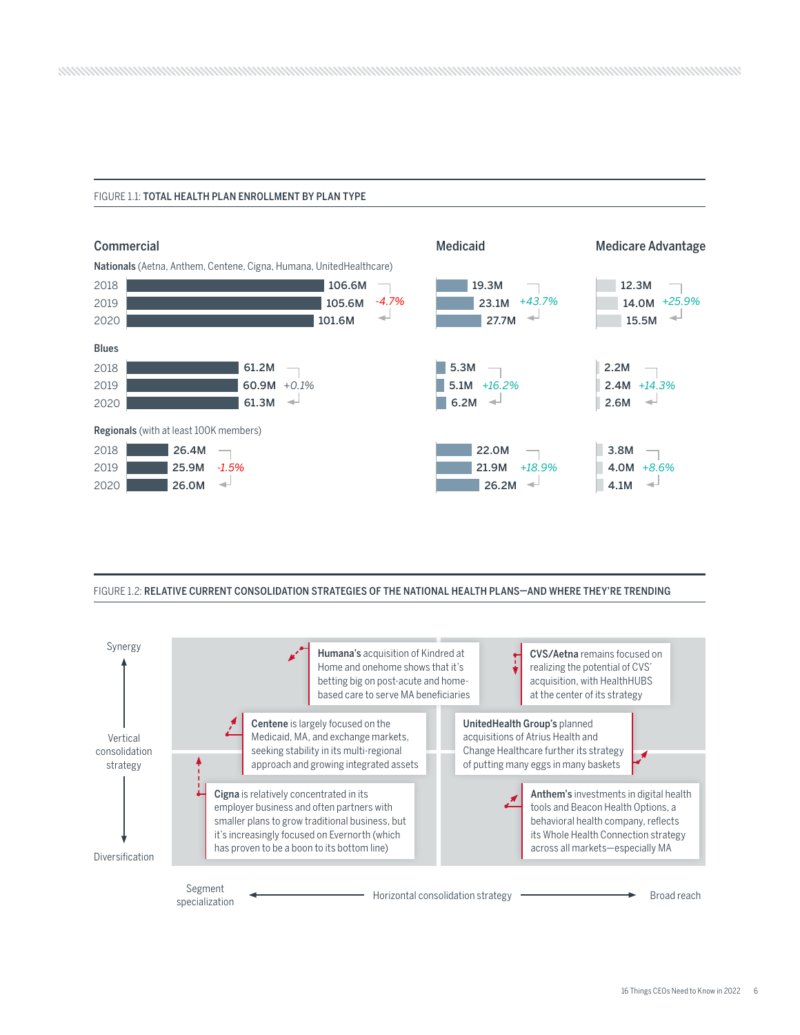FIGURE 1.1: **TOTAL HEALTH PLAN ENROLLMENT BY PLAN TYPE**

**Commercial**

**Nationals** (Aetna, Anthem, Centene, Cigna, Humana, UnitedHealthcare)

2018 106.6M
2019 105.6M -4.7%
2020 101.6M

**Blues**

2018 61.2M
2019 60.9M +0.1%
2020 61.3M

**Regionals** (with at least 100K members)

2018 26.4M
2019 25.9M -1.5%
2020 26.0M

**Medicaid**

19.3M
23.1M +43.7%
27.7M

5.3M
5.1M +16.2%
6.2M

22.0M
21.9M +18.9%
26.2M

**Medicare Advantage**

12.3M
14.0M +25.9%
15.5M

2.2M
2.4M +14.3%
2.6M

3.8M
4.0M +8.6%
4.1M

FIGURE 1.2: **RELATIVE CURRENT CONSOLIDATION STRATEGIES OF THE NATIONAL HEALTH PLANS—AND WHERE THEY'RE TRENDING**

Synergy

Vertical consolidation strategy

Diversification

**Humana's** acquisition of Kindred at Home and onehome shows that it's betting big on post-acute and home-based care to serve MA beneficiaries

**CVS/Aetna** remains focused on realizing the potential of CVS' acquisition, with HealthHUBS at the center of its strategy

**Centene** is largely focused on the Medicaid, MA, and exchange markets, seeking stability in its multi-regional approach and growing integrated assets

**UnitedHealth Group's** planned acquisitions of Atrius Health and Change Healthcare further its strategy of putting many eggs in many baskets

**Cigna** is relatively concentrated in its employer business and often partners with smaller plans to grow traditional business, but it's increasingly focused on Evernorth (which has proven to be a boon to its bottom line)

**Anthem's** investments in digital health tools and Beacon Health Options, a behavioral health company, reflects its Whole Health Connection strategy across all markets—especially MA

Segment specialization

Horizontal consolidation strategy

Broad reach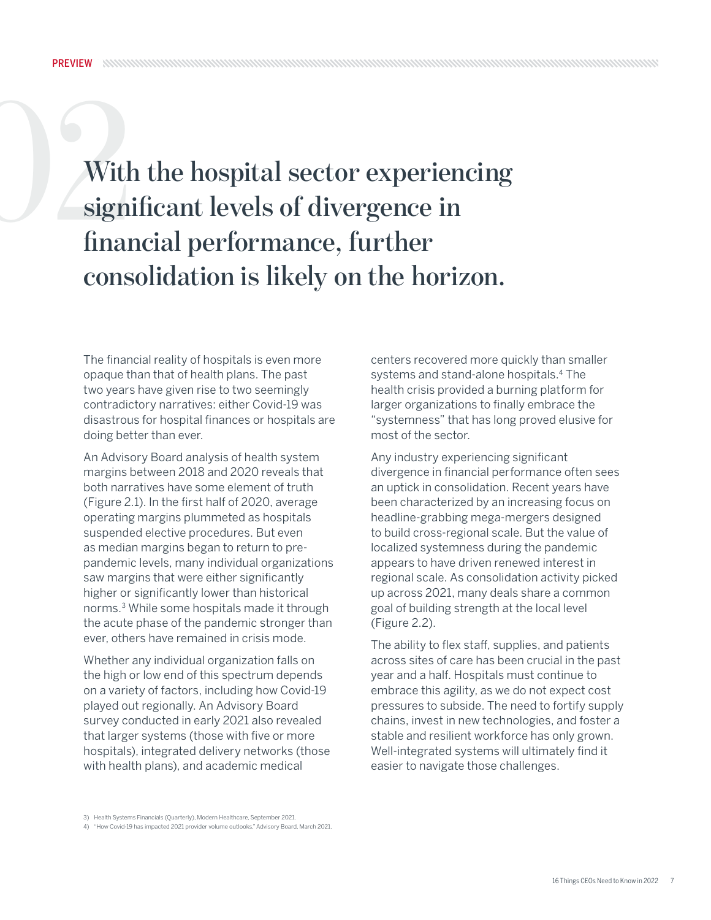PREVIEW

# 02 With the hospital sector experiencing significant levels of divergence in financial performance, further consolidation is likely on the horizon.

The financial reality of hospitals is even more opaque than that of health plans. The past two years have given rise to two seemingly contradictory narratives: either Covid-19 was disastrous for hospital finances or hospitals are doing better than ever.

An Advisory Board analysis of health system margins between 2018 and 2020 reveals that both narratives have some element of truth (Figure 2.1). In the first half of 2020, average operating margins plummeted as hospitals suspended elective procedures. But even as median margins began to return to pre-pandemic levels, many individual organizations saw margins that were either significantly higher or significantly lower than historical norms.[3] While some hospitals made it through the acute phase of the pandemic stronger than ever, others have remained in crisis mode.

Whether any individual organization falls on the high or low end of this spectrum depends on a variety of factors, including how Covid-19 played out regionally. An Advisory Board survey conducted in early 2021 also revealed that larger systems (those with five or more hospitals), integrated delivery networks (those with health plans), and academic medical centers recovered more quickly than smaller systems and stand-alone hospitals.[4] The health crisis provided a burning platform for larger organizations to finally embrace the "systemness" that has long proved elusive for most of the sector.

Any industry experiencing significant divergence in financial performance often sees an uptick in consolidation. Recent years have been characterized by an increasing focus on headline-grabbing mega-mergers designed to build cross-regional scale. But the value of localized systemness during the pandemic appears to have driven renewed interest in regional scale. As consolidation activity picked up across 2021, many deals share a common goal of building strength at the local level (Figure 2.2).

The ability to flex staff, supplies, and patients across sites of care has been crucial in the past year and a half. Hospitals must continue to embrace this agility, as we do not expect cost pressures to subside. The need to fortify supply chains, invest in new technologies, and foster a stable and resilient workforce has only grown. Well-integrated systems will ultimately find it easier to navigate those challenges.

3) Health Systems Financials (Quarterly), Modern Healthcare, September 2021.

4) "How Covid-19 has impacted 2021 provider volume outlooks," Advisory Board, March 2021.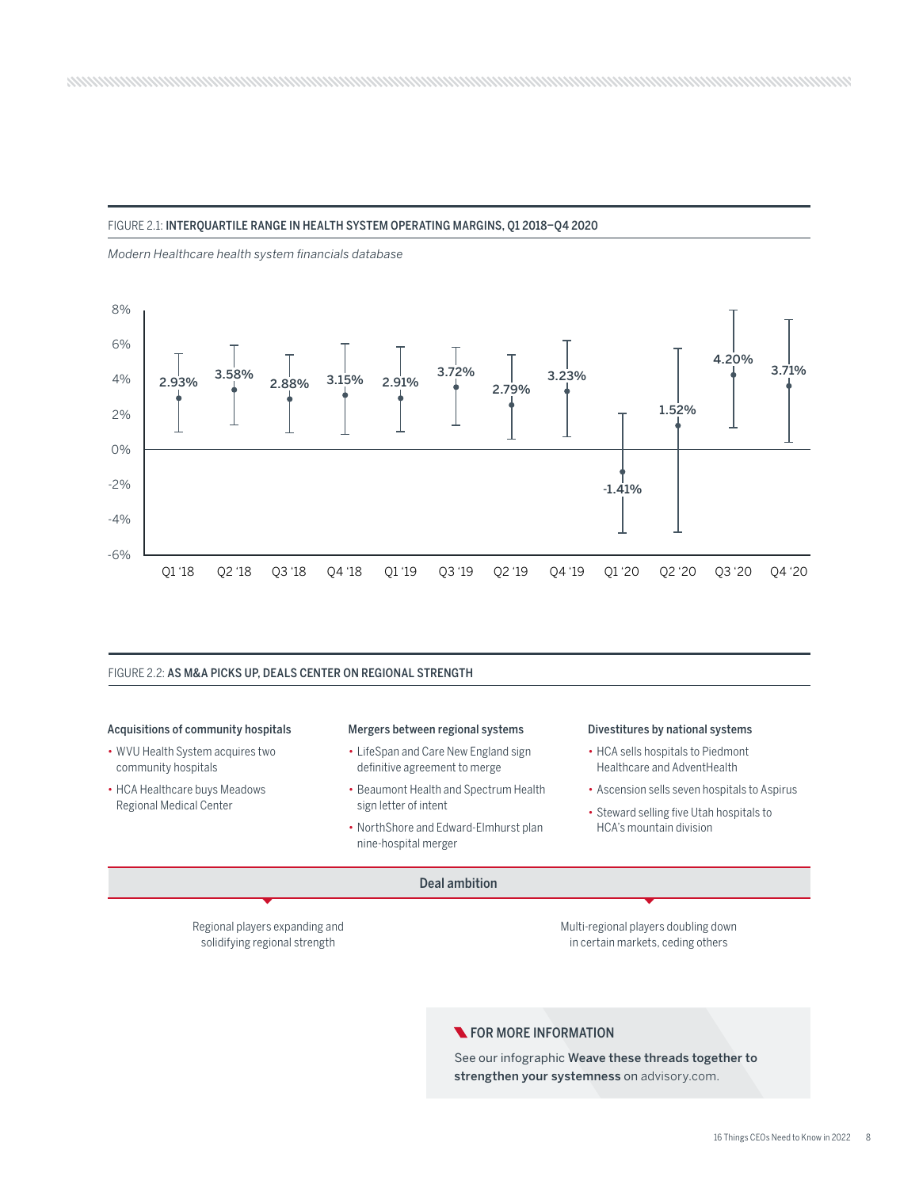FIGURE 2.1: **INTERQUARTILE RANGE IN HEALTH SYSTEM OPERATING MARGINS, Q1 2018–Q4 2020**

*Modern Healthcare health system financials database*

8%
6%
4%
2%
0%
-2%
-4%
-6%

2.93%
3.58%
2.88%
3.15%
2.91%
3.72%
2.79%
3.23%
-1.41%
1.52%
4.20%
3.71%

Q1 '18
Q2 '18
Q3 '18
Q4 '18
Q1 '19
Q3 '19
Q2 '19
Q4 '19
Q1 '20
Q2 '20
Q3 '20
Q4 '20

FIGURE 2.2: **AS M&A PICKS UP, DEALS CENTER ON REGIONAL STRENGTH**

**Acquisitions of community hospitals**

- WVU Health System acquires two community hospitals
- HCA Healthcare buys Meadows Regional Medical Center

**Mergers between regional systems**

- LifeSpan and Care New England sign definitive agreement to merge
- Beaumont Health and Spectrum Health sign letter of intent
- NorthShore and Edward-Elmhurst plan nine-hospital merger

**Divestitures by national systems**

- HCA sells hospitals to Piedmont Healthcare and AdventHealth
- Ascension sells seven hospitals to Aspirus
- Steward selling five Utah hospitals to HCA's mountain division

**Deal ambition**

Regional players expanding and solidifying regional strength

Multi-regional players doubling down in certain markets, ceding others

**FOR MORE INFORMATION**

See our infographic **Weave these threads together to strengthen your systemness** on advisory.com.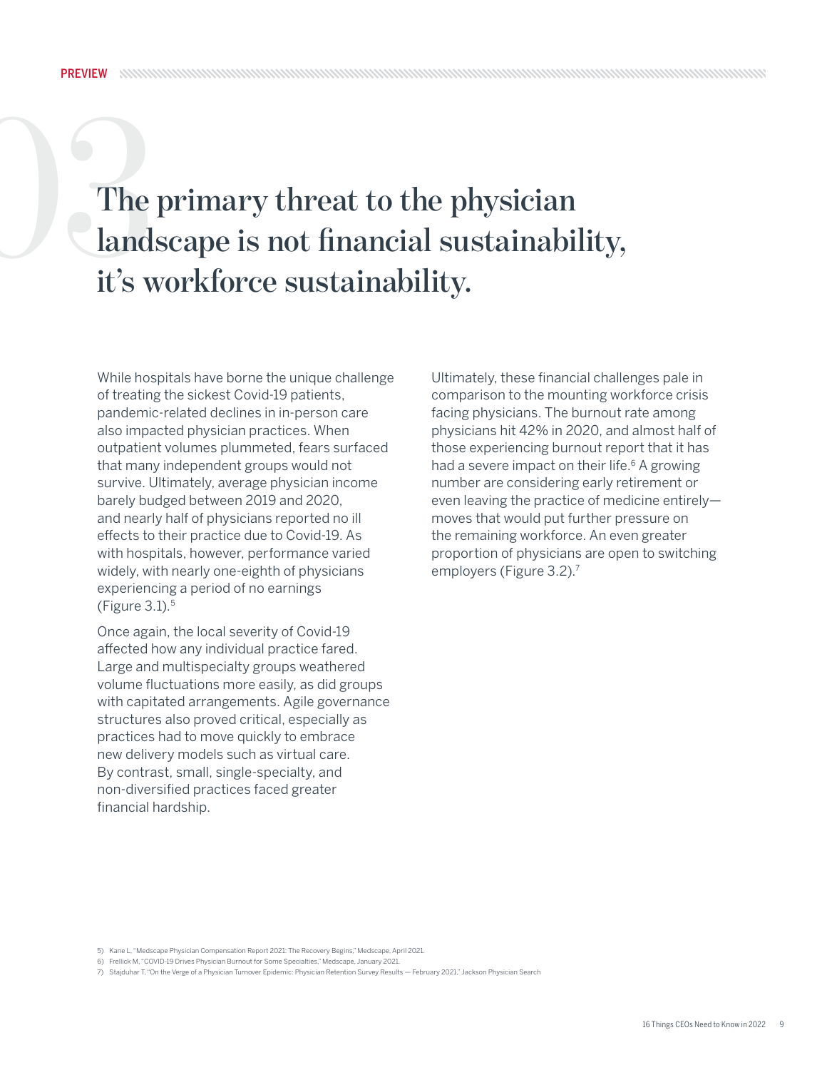PREVIEW

# 03 The primary threat to the physician landscape is not financial sustainability, it's workforce sustainability.

While hospitals have borne the unique challenge of treating the sickest Covid-19 patients, pandemic-related declines in in-person care also impacted physician practices. When outpatient volumes plummeted, fears surfaced that many independent groups would not survive. Ultimately, average physician income barely budged between 2019 and 2020, and nearly half of physicians reported no ill effects to their practice due to Covid-19. As with hospitals, however, performance varied widely, with nearly one-eighth of physicians experiencing a period of no earnings (Figure 3.1).[5]

Once again, the local severity of Covid-19 affected how any individual practice fared. Large and multispecialty groups weathered volume fluctuations more easily, as did groups with capitated arrangements. Agile governance structures also proved critical, especially as practices had to move quickly to embrace new delivery models such as virtual care. By contrast, small, single-specialty, and non-diversified practices faced greater financial hardship.

Ultimately, these financial challenges pale in comparison to the mounting workforce crisis facing physicians. The burnout rate among physicians hit 42% in 2020, and almost half of those experiencing burnout report that it has had a severe impact on their life.[6] A growing number are considering early retirement or even leaving the practice of medicine entirely—moves that would put further pressure on the remaining workforce. An even greater proportion of physicians are open to switching employers (Figure 3.2).[7]

5) Kane L, "Medscape Physician Compensation Report 2021: The Recovery Begins," Medscape, April 2021.
6) Frellick M, "COVID-19 Drives Physician Burnout for Some Specialties," Medscape, January 2021.
7) Stajduhar T, "On the Verge of a Physician Turnover Epidemic: Physician Retention Survey Results — February 2021," Jackson Physician Search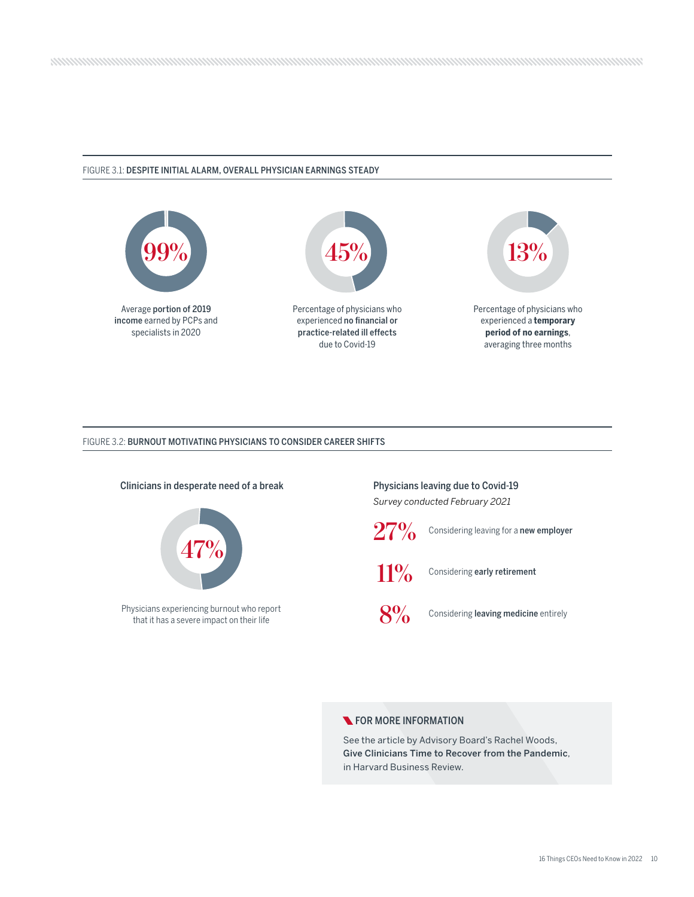FIGURE 3.1: **DESPITE INITIAL ALARM, OVERALL PHYSICIAN EARNINGS STEADY**

99%

Average **portion of 2019 income** earned by PCPs and specialists in 2020

45%

Percentage of physicians who experienced **no financial or practice-related ill effects** due to Covid-19

13%

Percentage of physicians who experienced a **temporary period of no earnings**, averaging three months

FIGURE 3.2: **BURNOUT MOTIVATING PHYSICIANS TO CONSIDER CAREER SHIFTS**

**Clinicians in desperate need of a break**

47%

Physicians experiencing burnout who report that it has a severe impact on their life

**Physicians leaving due to Covid-19**

*Survey conducted February 2021*

27% Considering leaving for a **new employer**

11% Considering **early retirement**

8% Considering **leaving medicine** entirely

**FOR MORE INFORMATION**

See the article by Advisory Board's Rachel Woods, **Give Clinicians Time to Recover from the Pandemic**, in Harvard Business Review.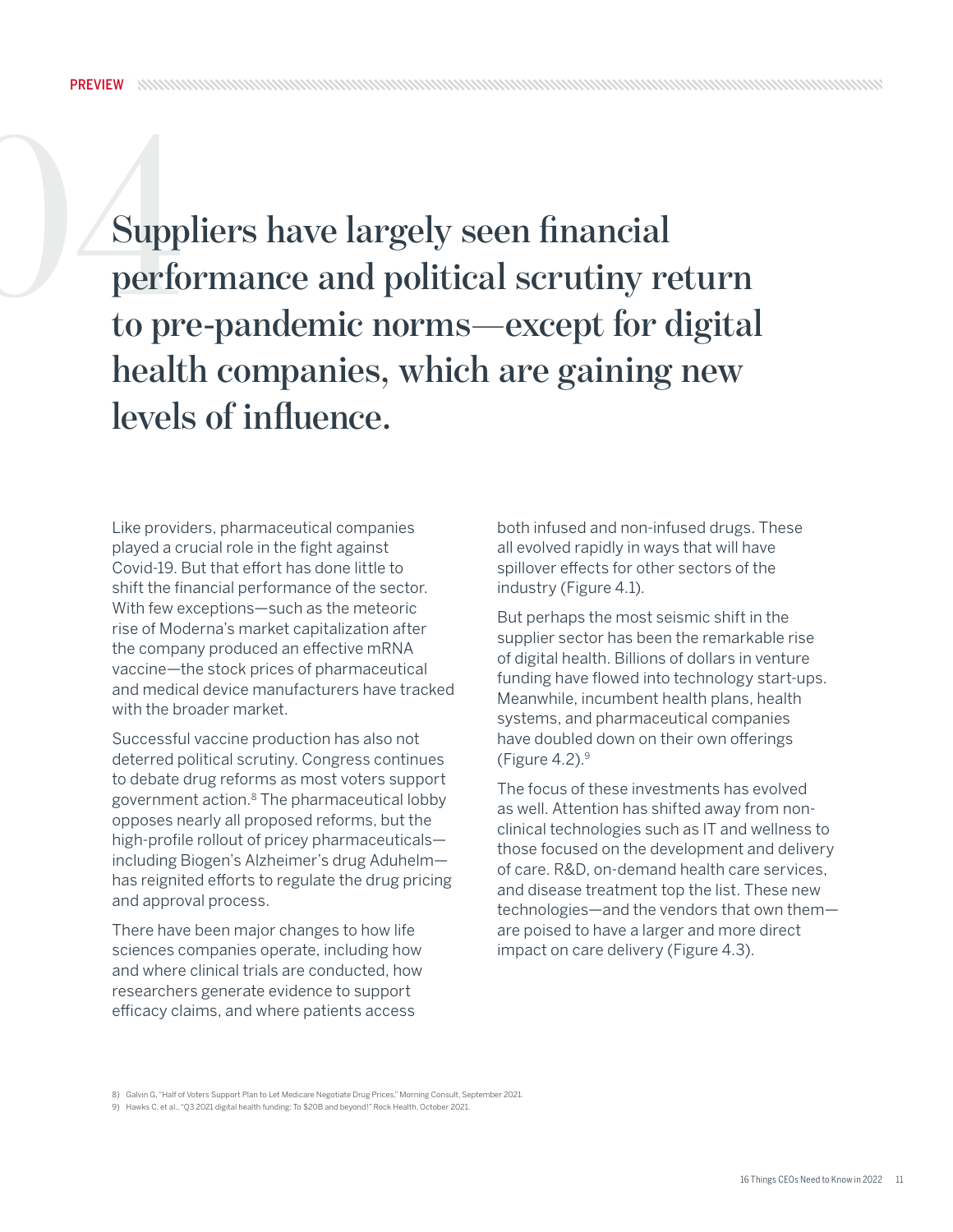# 04 Suppliers have largely seen financial performance and political scrutiny return to pre-pandemic norms—except for digital health companies, which are gaining new levels of influence.

Like providers, pharmaceutical companies played a crucial role in the fight against Covid-19. But that effort has done little to shift the financial performance of the sector. With few exceptions—such as the meteoric rise of Moderna's market capitalization after the company produced an effective mRNA vaccine—the stock prices of pharmaceutical and medical device manufacturers have tracked with the broader market.

Successful vaccine production has also not deterred political scrutiny. Congress continues to debate drug reforms as most voters support government action.[8] The pharmaceutical lobby opposes nearly all proposed reforms, but the high-profile rollout of pricey pharmaceuticals—including Biogen's Alzheimer's drug Aduhelm—has reignited efforts to regulate the drug pricing and approval process.

There have been major changes to how life sciences companies operate, including how and where clinical trials are conducted, how researchers generate evidence to support efficacy claims, and where patients access both infused and non-infused drugs. These all evolved rapidly in ways that will have spillover effects for other sectors of the industry (Figure 4.1).

But perhaps the most seismic shift in the supplier sector has been the remarkable rise of digital health. Billions of dollars in venture funding have flowed into technology start-ups. Meanwhile, incumbent health plans, health systems, and pharmaceutical companies have doubled down on their own offerings (Figure 4.2).[9]

The focus of these investments has evolved as well. Attention has shifted away from non-clinical technologies such as IT and wellness to those focused on the development and delivery of care. R&D, on-demand health care services, and disease treatment top the list. These new technologies—and the vendors that own them—are poised to have a larger and more direct impact on care delivery (Figure 4.3).

8) Galvin G, "Half of Voters Support Plan to Let Medicare Negotiate Drug Prices," Morning Consult, September 2021.

9) Hawks C, et al., "Q3 2021 digital health funding: To $20B and beyond!" Rock Health, October 2021.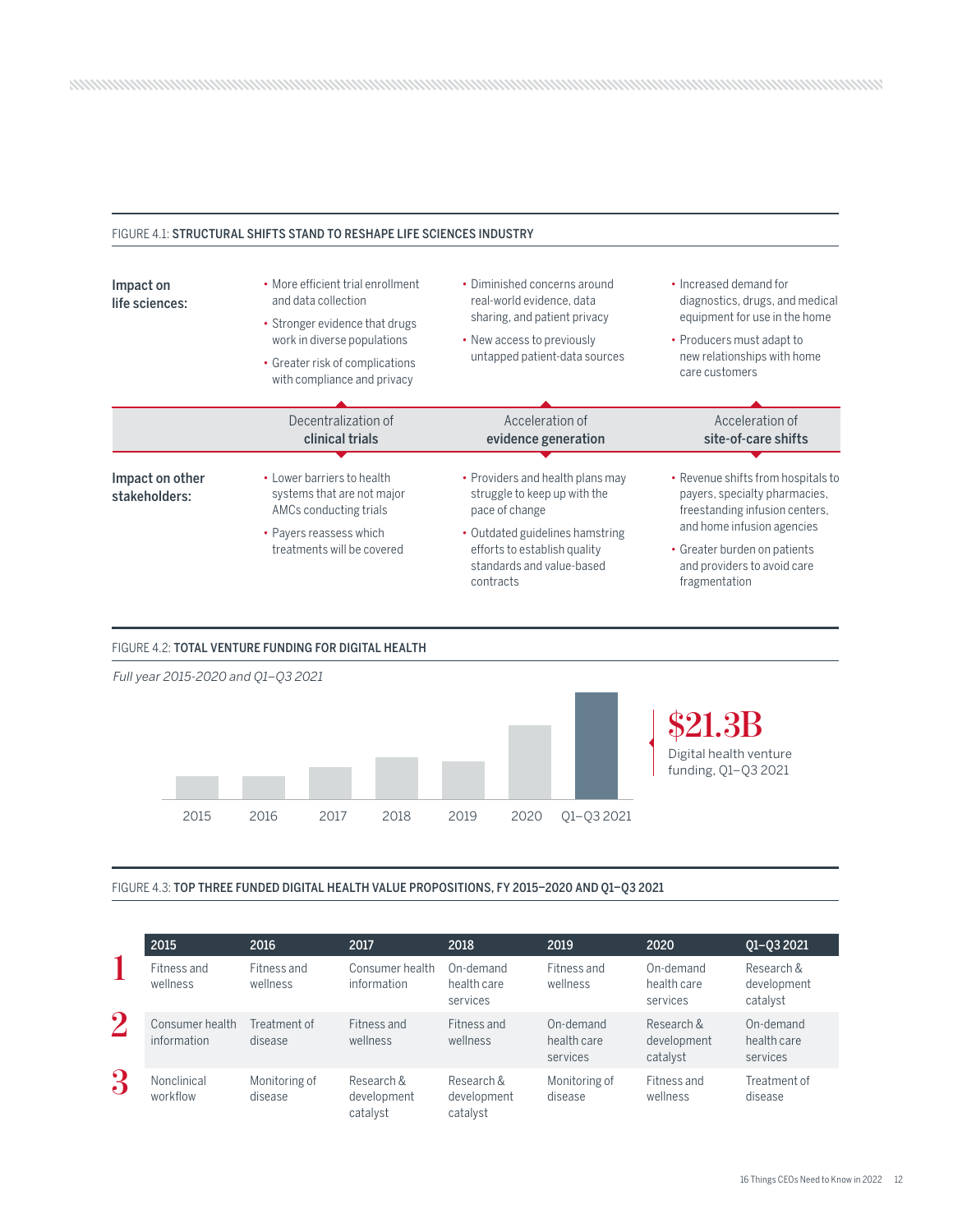FIGURE 4.1: **STRUCTURAL SHIFTS STAND TO RESHAPE LIFE SCIENCES INDUSTRY**

| | Decentralization of clinical trials | Acceleration of evidence generation | Acceleration of site-of-care shifts |
|---|---|---|---|
| **Impact on life sciences:** | • More efficient trial enrollment and data collection<br>• Stronger evidence that drugs work in diverse populations<br>• Greater risk of complications with compliance and privacy | • Diminished concerns around real-world evidence, data sharing, and patient privacy<br>• New access to previously untapped patient-data sources | • Increased demand for diagnostics, drugs, and medical equipment for use in the home<br>• Producers must adapt to new relationships with home care customers |
| **Impact on other stakeholders:** | • Lower barriers to health systems that are not major AMCs conducting trials<br>• Payers reassess which treatments will be covered | • Providers and health plans may struggle to keep up with the pace of change<br>• Outdated guidelines hamstring efforts to establish quality standards and value-based contracts | • Revenue shifts from hospitals to payers, specialty pharmacies, freestanding infusion centers, and home infusion agencies<br>• Greater burden on patients and providers to avoid care fragmentation |

FIGURE 4.2: **TOTAL VENTURE FUNDING FOR DIGITAL HEALTH**

*Full year 2015-2020 and Q1–Q3 2021*

2015
2016
2017
2018
2019
2020
Q1–Q3 2021

**$21.3B**
Digital health venture funding, Q1–Q3 2021

FIGURE 4.3: **TOP THREE FUNDED DIGITAL HEALTH VALUE PROPOSITIONS, FY 2015–2020 AND Q1–Q3 2021**

| | 2015 | 2016 | 2017 | 2018 | 2019 | 2020 | Q1–Q3 2021 |
|---|---|---|---|---|---|---|---|
| 1 | Fitness and wellness | Fitness and wellness | Consumer health information | On-demand health care services | Fitness and wellness | On-demand health care services | Research & development catalyst |
| 2 | Consumer health information | Treatment of disease | Fitness and wellness | Fitness and wellness | On-demand health care services | Research & development catalyst | On-demand health care services |
| 3 | Nonclinical workflow | Monitoring of disease | Research & development catalyst | Research & development catalyst | Monitoring of disease | Fitness and wellness | Treatment of disease |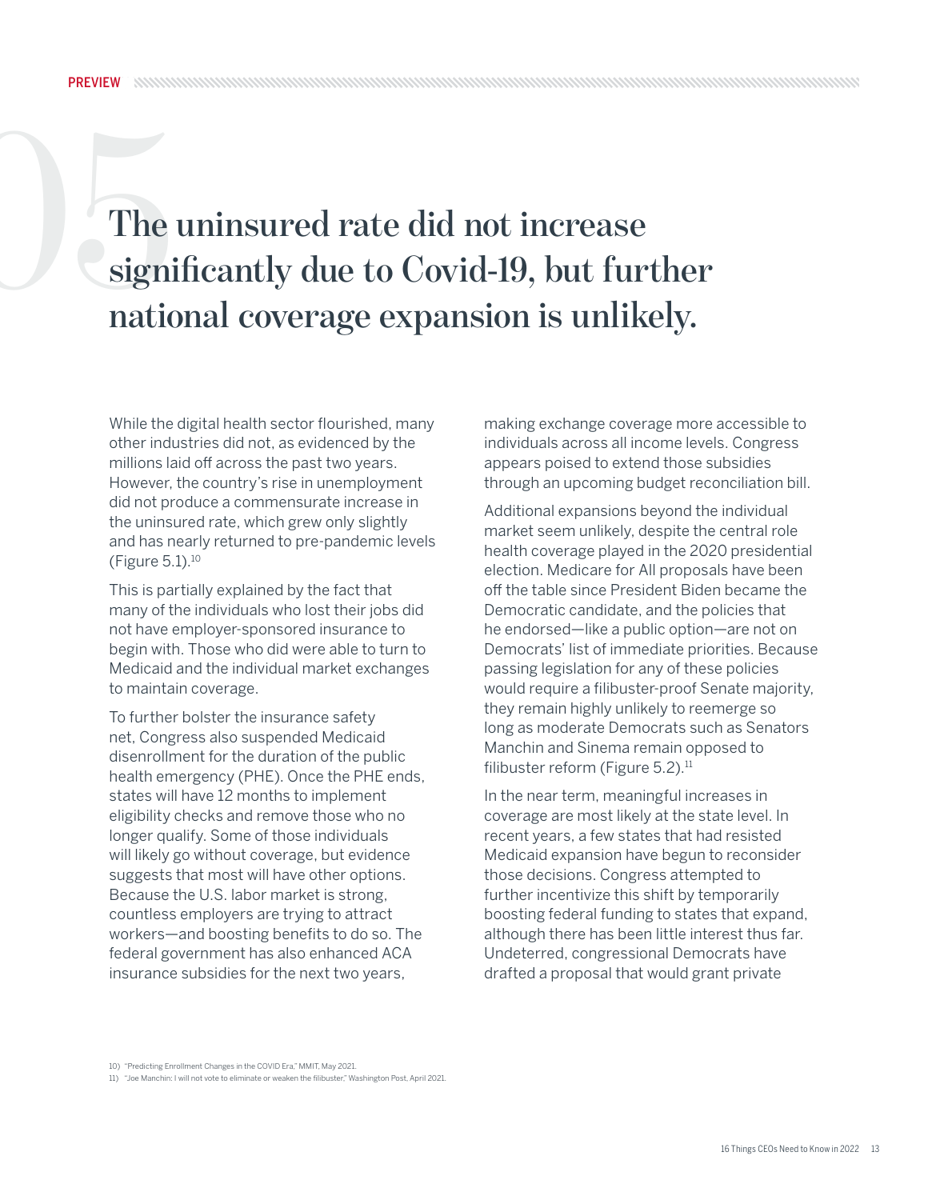# The uninsured rate did not increase significantly due to Covid-19, but further national coverage expansion is unlikely.

While the digital health sector flourished, many other industries did not, as evidenced by the millions laid off across the past two years. However, the country's rise in unemployment did not produce a commensurate increase in the uninsured rate, which grew only slightly and has nearly returned to pre-pandemic levels (Figure 5.1).[10]

This is partially explained by the fact that many of the individuals who lost their jobs did not have employer-sponsored insurance to begin with. Those who did were able to turn to Medicaid and the individual market exchanges to maintain coverage.

To further bolster the insurance safety net, Congress also suspended Medicaid disenrollment for the duration of the public health emergency (PHE). Once the PHE ends, states will have 12 months to implement eligibility checks and remove those who no longer qualify. Some of those individuals will likely go without coverage, but evidence suggests that most will have other options. Because the U.S. labor market is strong, countless employers are trying to attract workers—and boosting benefits to do so. The federal government has also enhanced ACA insurance subsidies for the next two years, making exchange coverage more accessible to individuals across all income levels. Congress appears poised to extend those subsidies through an upcoming budget reconciliation bill.

Additional expansions beyond the individual market seem unlikely, despite the central role health coverage played in the 2020 presidential election. Medicare for All proposals have been off the table since President Biden became the Democratic candidate, and the policies that he endorsed—like a public option—are not on Democrats' list of immediate priorities. Because passing legislation for any of these policies would require a filibuster-proof Senate majority, they remain highly unlikely to reemerge so long as moderate Democrats such as Senators Manchin and Sinema remain opposed to filibuster reform (Figure 5.2).[11]

In the near term, meaningful increases in coverage are most likely at the state level. In recent years, a few states that had resisted Medicaid expansion have begun to reconsider those decisions. Congress attempted to further incentivize this shift by temporarily boosting federal funding to states that expand, although there has been little interest thus far. Undeterred, congressional Democrats have drafted a proposal that would grant private

10) "Predicting Enrollment Changes in the COVID Era," MMIT, May 2021.

11) "Joe Manchin: I will not vote to eliminate or weaken the filibuster," Washington Post, April 2021.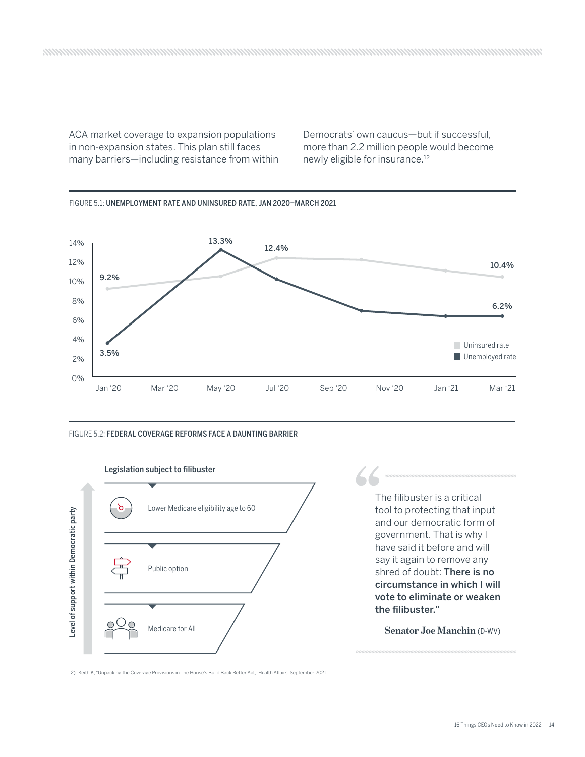ACA market coverage to expansion populations in non-expansion states. This plan still faces many barriers—including resistance from within Democrats' own caucus—but if successful, more than 2.2 million people would become newly eligible for insurance.[12]

FIGURE 5.1: **UNEMPLOYMENT RATE AND UNINSURED RATE, JAN 2020–MARCH 2021**

14%
12%
10%
8%
6%
4%
2%
0%

9.2%
3.5%
13.3%
12.4%
10.4%
6.2%

Jan '20
Mar '20
May '20
Jul '20
Sep '20
Nov '20
Jan '21
Mar '21

Uninsured rate
Unemployed rate

FIGURE 5.2: **FEDERAL COVERAGE REFORMS FACE A DAUNTING BARRIER**

Legislation subject to filibuster

Level of support within Democratic party

Lower Medicare eligibility age to 60

Public option

Medicare for All

> The filibuster is a critical tool to protecting that input and our democratic form of government. That is why I have said it before and will say it again to remove any shred of doubt: **There is no circumstance in which I will vote to eliminate or weaken the filibuster."**
>
> **Senator Joe Manchin** (D-WV)

12) Keith K, "Unpacking the Coverage Provisions in The House's Build Back Better Act," Health Affairs, September 2021.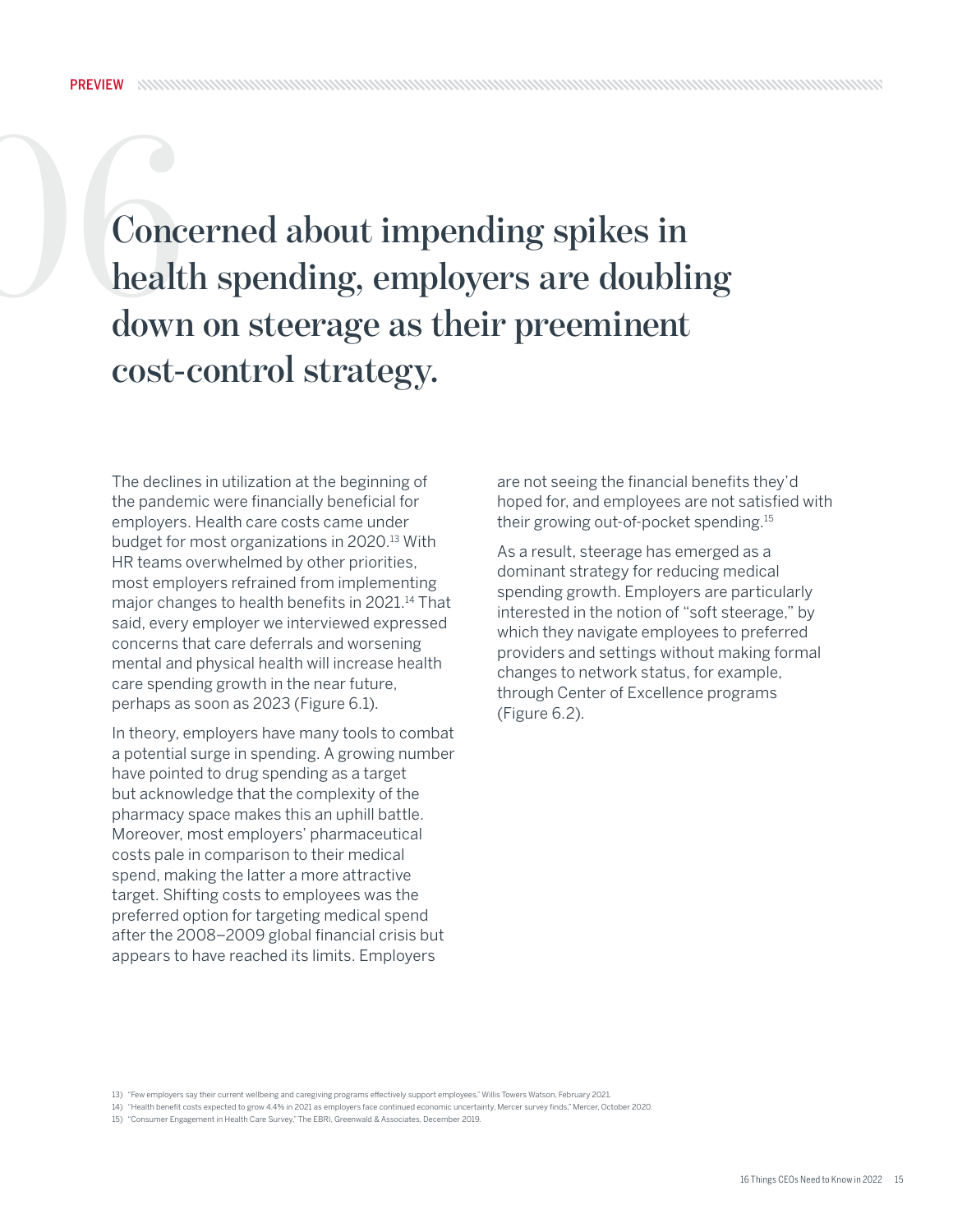# 06 Concerned about impending spikes in health spending, employers are doubling down on steerage as their preeminent cost-control strategy.

The declines in utilization at the beginning of the pandemic were financially beneficial for employers. Health care costs came under budget for most organizations in 2020.[13] With HR teams overwhelmed by other priorities, most employers refrained from implementing major changes to health benefits in 2021.[14] That said, every employer we interviewed expressed concerns that care deferrals and worsening mental and physical health will increase health care spending growth in the near future, perhaps as soon as 2023 (Figure 6.1).

In theory, employers have many tools to combat a potential surge in spending. A growing number have pointed to drug spending as a target but acknowledge that the complexity of the pharmacy space makes this an uphill battle. Moreover, most employers' pharmaceutical costs pale in comparison to their medical spend, making the latter a more attractive target. Shifting costs to employees was the preferred option for targeting medical spend after the 2008–2009 global financial crisis but appears to have reached its limits. Employers are not seeing the financial benefits they'd hoped for, and employees are not satisfied with their growing out-of-pocket spending.[15]

As a result, steerage has emerged as a dominant strategy for reducing medical spending growth. Employers are particularly interested in the notion of "soft steerage," by which they navigate employees to preferred providers and settings without making formal changes to network status, for example, through Center of Excellence programs (Figure 6.2).

13) "Few employers say their current wellbeing and caregiving programs effectively support employees," Willis Towers Watson, February 2021.

14) "Health benefit costs expected to grow 4.4% in 2021 as employers face continued economic uncertainty, Mercer survey finds," Mercer, October 2020.

15) "Consumer Engagement in Health Care Survey," The EBRI, Greenwald & Associates, December 2019.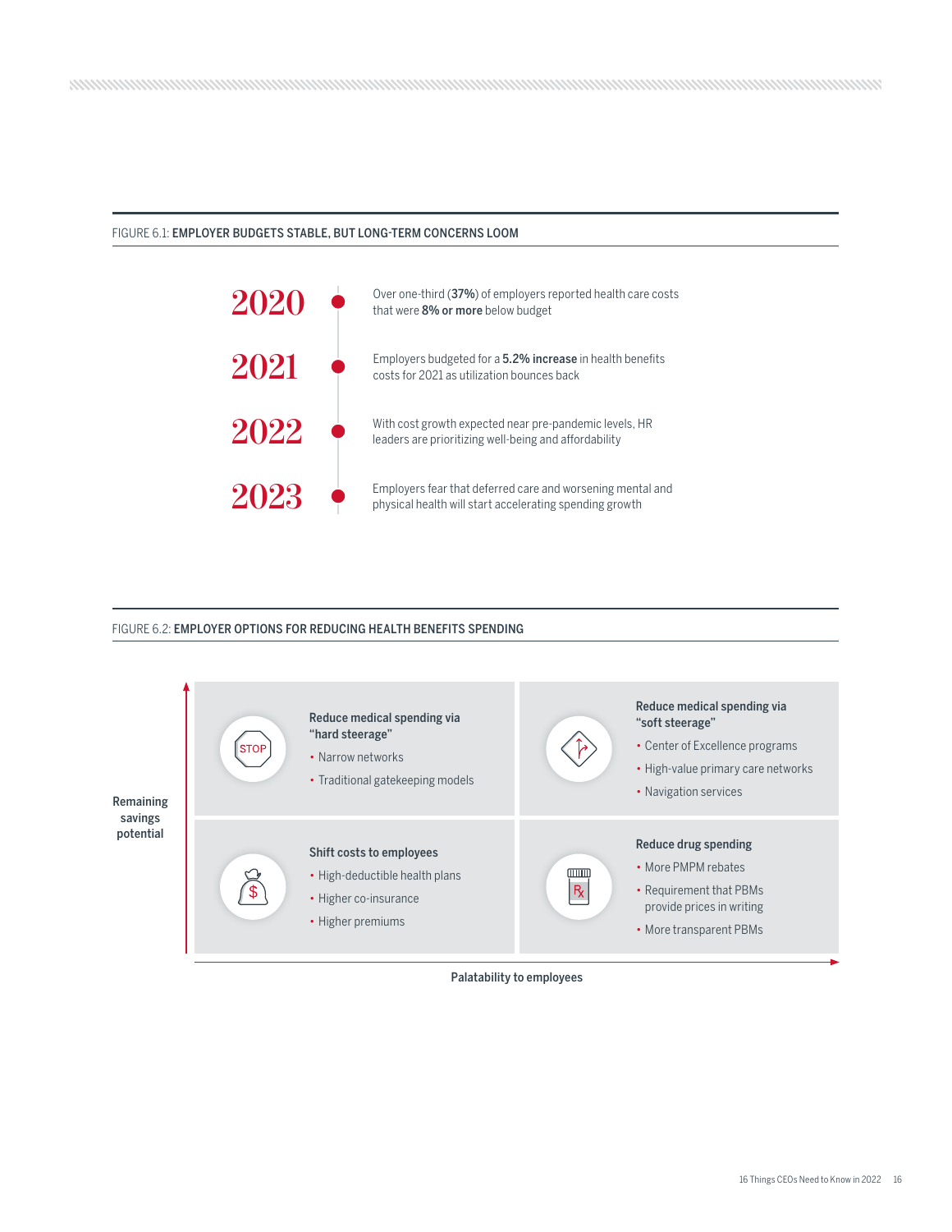FIGURE 6.1: **EMPLOYER BUDGETS STABLE, BUT LONG-TERM CONCERNS LOOM**

**2020** — Over one-third (**37%**) of employers reported health care costs that were **8% or more** below budget

**2021** — Employers budgeted for a **5.2% increase** in health benefits costs for 2021 as utilization bounces back

**2022** — With cost growth expected near pre-pandemic levels, HR leaders are prioritizing well-being and affordability

**2023** — Employers fear that deferred care and worsening mental and physical health will start accelerating spending growth

FIGURE 6.2: **EMPLOYER OPTIONS FOR REDUCING HEALTH BENEFITS SPENDING**

**Reduce medical spending via "hard steerage"**

- Narrow networks
- Traditional gatekeeping models

**Reduce medical spending via "soft steerage"**

- Center of Excellence programs
- High-value primary care networks
- Navigation services

**Shift costs to employees**

- High-deductible health plans
- Higher co-insurance
- Higher premiums

**Reduce drug spending**

- More PMPM rebates
- Requirement that PBMs provide prices in writing
- More transparent PBMs

Remaining savings potential

Palatability to employees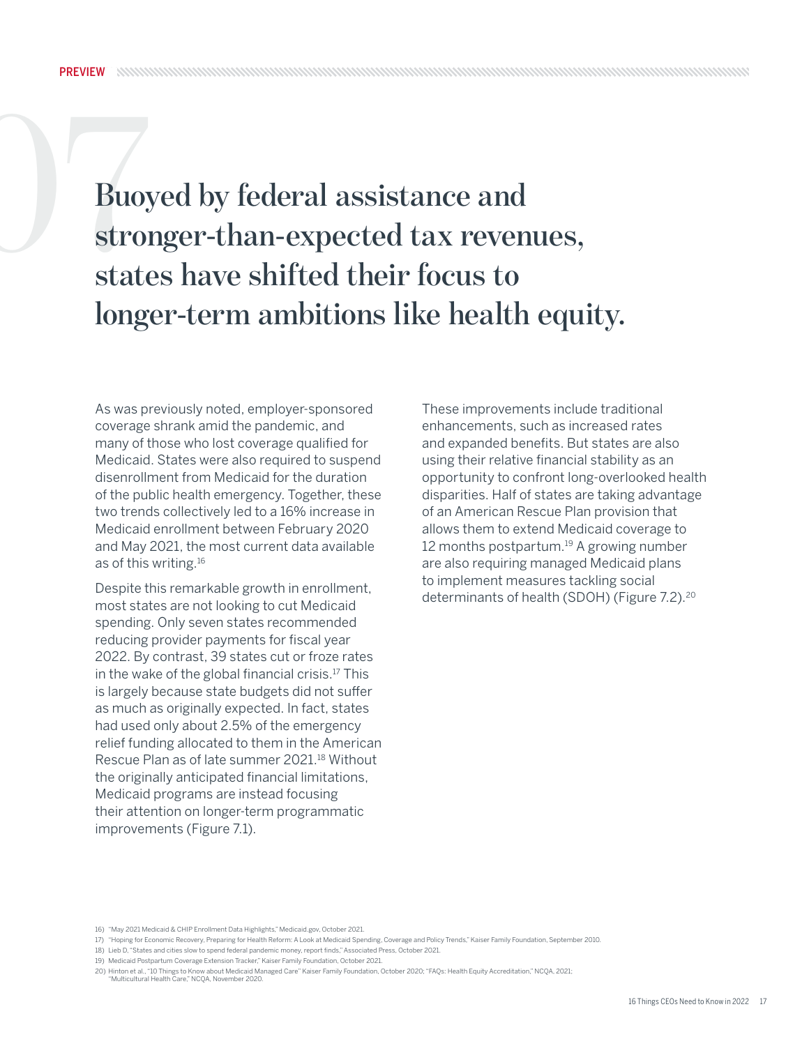PREVIEW

# 07 Buoyed by federal assistance and stronger-than-expected tax revenues, states have shifted their focus to longer-term ambitions like health equity.

As was previously noted, employer-sponsored coverage shrank amid the pandemic, and many of those who lost coverage qualified for Medicaid. States were also required to suspend disenrollment from Medicaid for the duration of the public health emergency. Together, these two trends collectively led to a 16% increase in Medicaid enrollment between February 2020 and May 2021, the most current data available as of this writing.[16]

Despite this remarkable growth in enrollment, most states are not looking to cut Medicaid spending. Only seven states recommended reducing provider payments for fiscal year 2022. By contrast, 39 states cut or froze rates in the wake of the global financial crisis.[17] This is largely because state budgets did not suffer as much as originally expected. In fact, states had used only about 2.5% of the emergency relief funding allocated to them in the American Rescue Plan as of late summer 2021.[18] Without the originally anticipated financial limitations, Medicaid programs are instead focusing their attention on longer-term programmatic improvements (Figure 7.1).

These improvements include traditional enhancements, such as increased rates and expanded benefits. But states are also using their relative financial stability as an opportunity to confront long-overlooked health disparities. Half of states are taking advantage of an American Rescue Plan provision that allows them to extend Medicaid coverage to 12 months postpartum.[19] A growing number are also requiring managed Medicaid plans to implement measures tackling social determinants of health (SDOH) (Figure 7.2).[20]

16) "May 2021 Medicaid & CHIP Enrollment Data Highlights," Medicaid.gov, October 2021.
17) "Hoping for Economic Recovery, Preparing for Health Reform: A Look at Medicaid Spending, Coverage and Policy Trends," Kaiser Family Foundation, September 2010.
18) Lieb D, "States and cities slow to spend federal pandemic money, report finds," Associated Press, October 2021.
19) Medicaid Postpartum Coverage Extension Tracker," Kaiser Family Foundation, October 2021.
20) Hinton et al., "10 Things to Know about Medicaid Managed Care" Kaiser Family Foundation, October 2020; "FAQs: Health Equity Accreditation," NCQA, 2021; "Multicultural Health Care," NCQA, November 2020.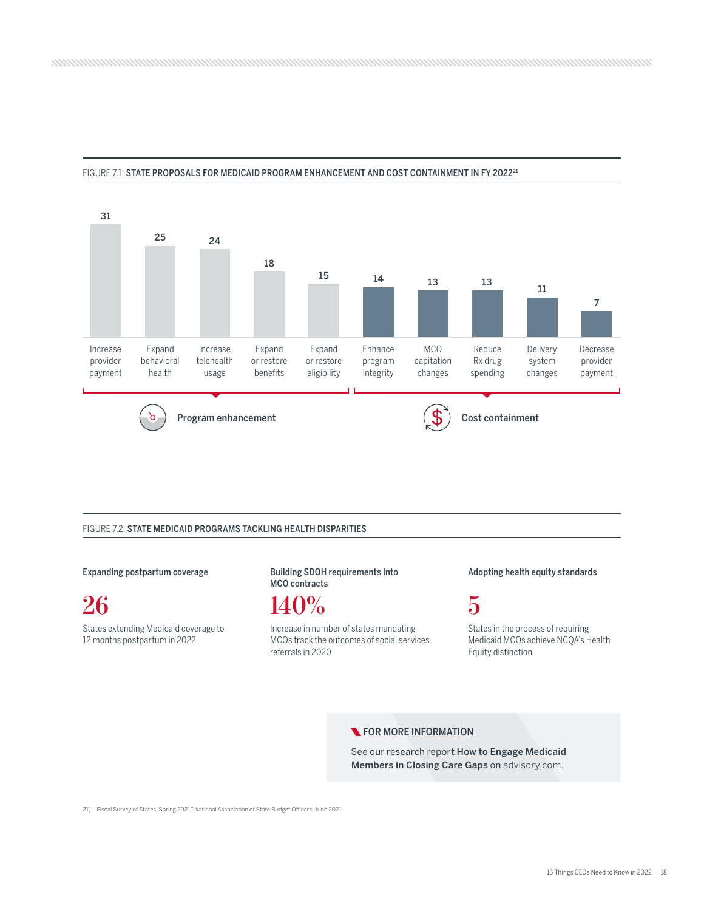FIGURE 7.1: **STATE PROPOSALS FOR MEDICAID PROGRAM ENHANCEMENT AND COST CONTAINMENT IN FY 2022**[21]

31
Increase provider payment

25
Expand behavioral health

24
Increase telehealth usage

18
Expand or restore benefits

15
Expand or restore eligibility

14
Enhance program integrity

13
MCO capitation changes

13
Reduce Rx drug spending

11
Delivery system changes

7
Decrease provider payment

Program enhancement

Cost containment

FIGURE 7.2: **STATE MEDICAID PROGRAMS TACKLING HEALTH DISPARITIES**

**Expanding postpartum coverage**

# 26

States extending Medicaid coverage to 12 months postpartum in 2022

**Building SDOH requirements into MCO contracts**

# 140%

Increase in number of states mandating MCOs track the outcomes of social services referrals in 2020

**Adopting health equity standards**

# 5

States in the process of requiring Medicaid MCOs achieve NCQA's Health Equity distinction

**FOR MORE INFORMATION**

See our research report **How to Engage Medicaid Members in Closing Care Gaps** on advisory.com.

21) "Fiscal Survey of States, Spring 2021," National Association of State Budget Officers, June 2021.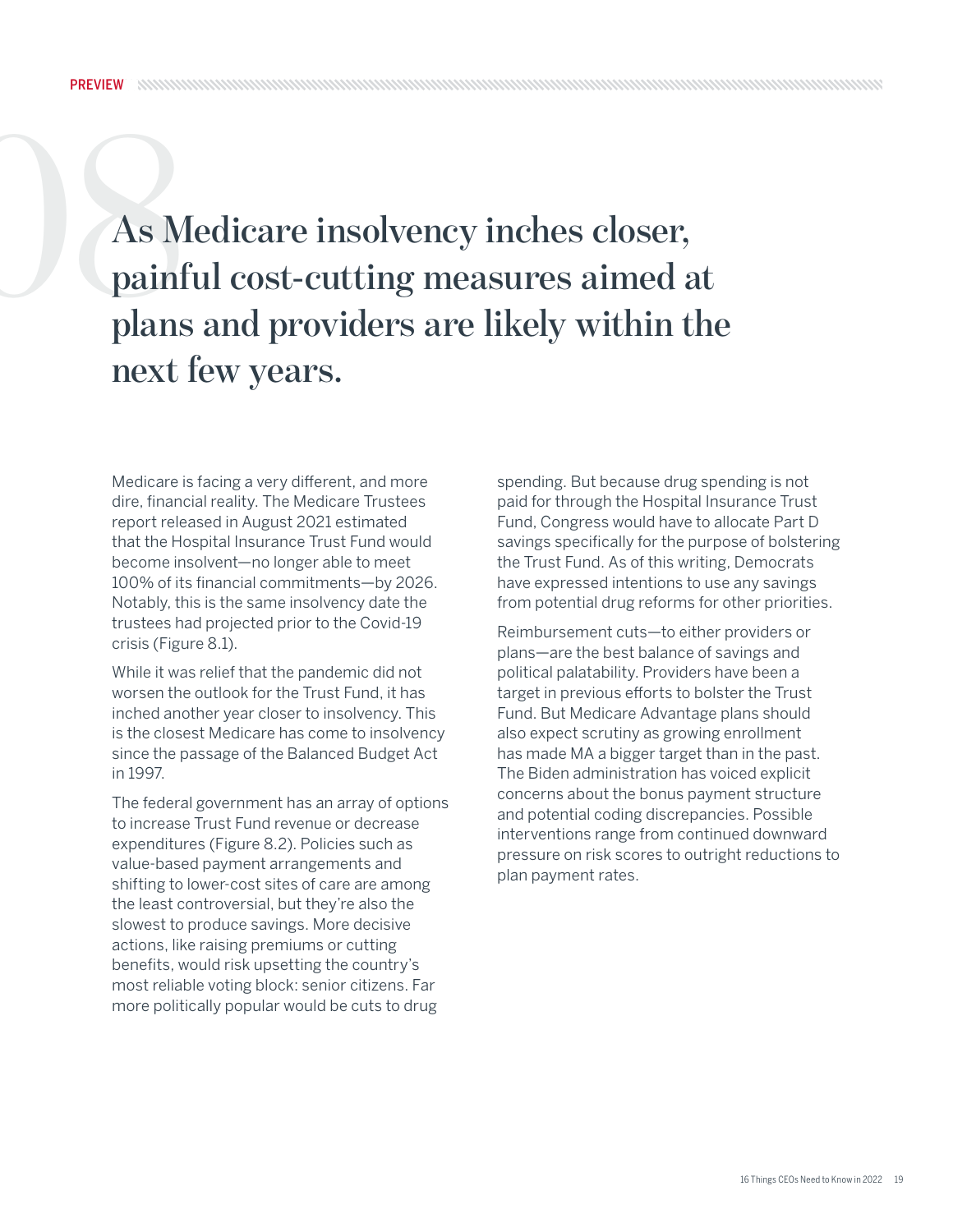# As Medicare insolvency inches closer, painful cost-cutting measures aimed at plans and providers are likely within the next few years.

Medicare is facing a very different, and more dire, financial reality. The Medicare Trustees report released in August 2021 estimated that the Hospital Insurance Trust Fund would become insolvent—no longer able to meet 100% of its financial commitments—by 2026. Notably, this is the same insolvency date the trustees had projected prior to the Covid-19 crisis (Figure 8.1).

While it was relief that the pandemic did not worsen the outlook for the Trust Fund, it has inched another year closer to insolvency. This is the closest Medicare has come to insolvency since the passage of the Balanced Budget Act in 1997.

The federal government has an array of options to increase Trust Fund revenue or decrease expenditures (Figure 8.2). Policies such as value-based payment arrangements and shifting to lower-cost sites of care are among the least controversial, but they're also the slowest to produce savings. More decisive actions, like raising premiums or cutting benefits, would risk upsetting the country's most reliable voting block: senior citizens. Far more politically popular would be cuts to drug spending. But because drug spending is not paid for through the Hospital Insurance Trust Fund, Congress would have to allocate Part D savings specifically for the purpose of bolstering the Trust Fund. As of this writing, Democrats have expressed intentions to use any savings from potential drug reforms for other priorities.

Reimbursement cuts—to either providers or plans—are the best balance of savings and political palatability. Providers have been a target in previous efforts to bolster the Trust Fund. But Medicare Advantage plans should also expect scrutiny as growing enrollment has made MA a bigger target than in the past. The Biden administration has voiced explicit concerns about the bonus payment structure and potential coding discrepancies. Possible interventions range from continued downward pressure on risk scores to outright reductions to plan payment rates.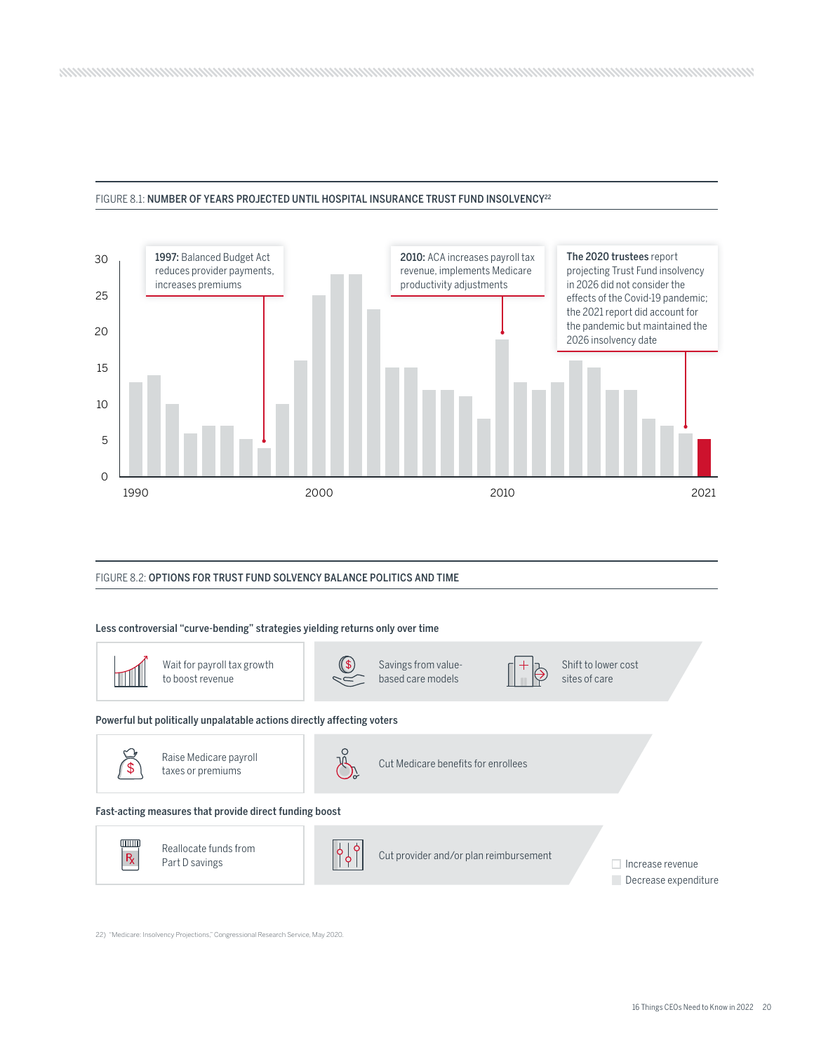FIGURE 8.1: **NUMBER OF YEARS PROJECTED UNTIL HOSPITAL INSURANCE TRUST FUND INSOLVENCY**[22]

30
25
20
15
10
5
0

**1997:** Balanced Budget Act reduces provider payments, increases premiums

**2010:** ACA increases payroll tax revenue, implements Medicare productivity adjustments

**The 2020 trustees** report projecting Trust Fund insolvency in 2026 did not consider the effects of the Covid-19 pandemic; the 2021 report did account for the pandemic but maintained the 2026 insolvency date

1990
2000
2010
2021

FIGURE 8.2: **OPTIONS FOR TRUST FUND SOLVENCY BALANCE POLITICS AND TIME**

**Less controversial "curve-bending" strategies yielding returns only over time**

Wait for payroll tax growth to boost revenue

Savings from value-based care models

Shift to lower cost sites of care

**Powerful but politically unpalatable actions directly affecting voters**

Raise Medicare payroll taxes or premiums

Cut Medicare benefits for enrollees

**Fast-acting measures that provide direct funding boost**

Reallocate funds from Part D savings

Cut provider and/or plan reimbursement

Increase revenue
Decrease expenditure

22) "Medicare: Insolvency Projections," Congressional Research Service, May 2020.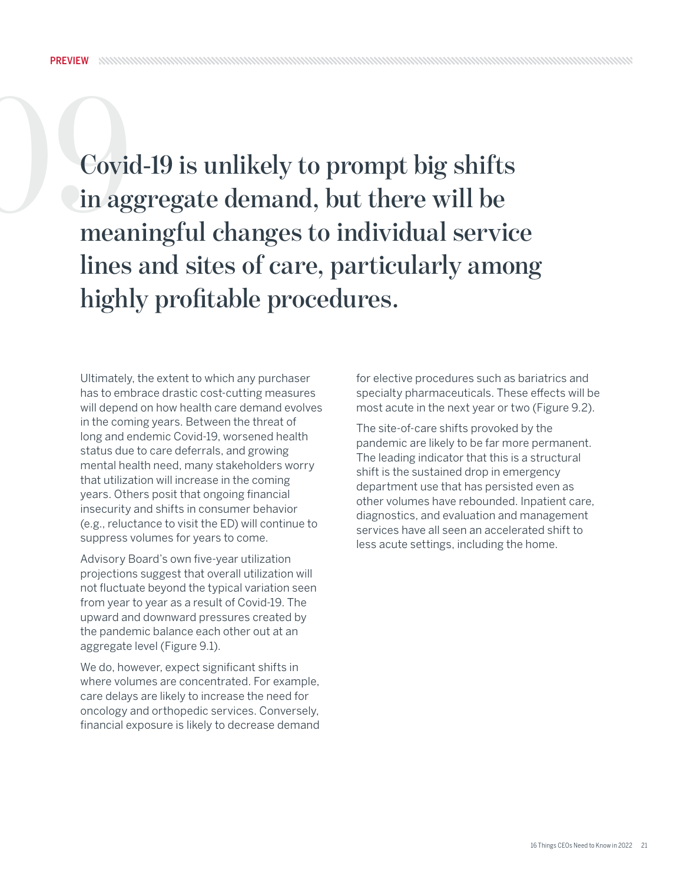# 09 Covid-19 is unlikely to prompt big shifts in aggregate demand, but there will be meaningful changes to individual service lines and sites of care, particularly among highly profitable procedures.

Ultimately, the extent to which any purchaser has to embrace drastic cost-cutting measures will depend on how health care demand evolves in the coming years. Between the threat of long and endemic Covid-19, worsened health status due to care deferrals, and growing mental health need, many stakeholders worry that utilization will increase in the coming years. Others posit that ongoing financial insecurity and shifts in consumer behavior (e.g., reluctance to visit the ED) will continue to suppress volumes for years to come.

Advisory Board's own five-year utilization projections suggest that overall utilization will not fluctuate beyond the typical variation seen from year to year as a result of Covid-19. The upward and downward pressures created by the pandemic balance each other out at an aggregate level (Figure 9.1).

We do, however, expect significant shifts in where volumes are concentrated. For example, care delays are likely to increase the need for oncology and orthopedic services. Conversely, financial exposure is likely to decrease demand for elective procedures such as bariatrics and specialty pharmaceuticals. These effects will be most acute in the next year or two (Figure 9.2).

The site-of-care shifts provoked by the pandemic are likely to be far more permanent. The leading indicator that this is a structural shift is the sustained drop in emergency department use that has persisted even as other volumes have rebounded. Inpatient care, diagnostics, and evaluation and management services have all seen an accelerated shift to less acute settings, including the home.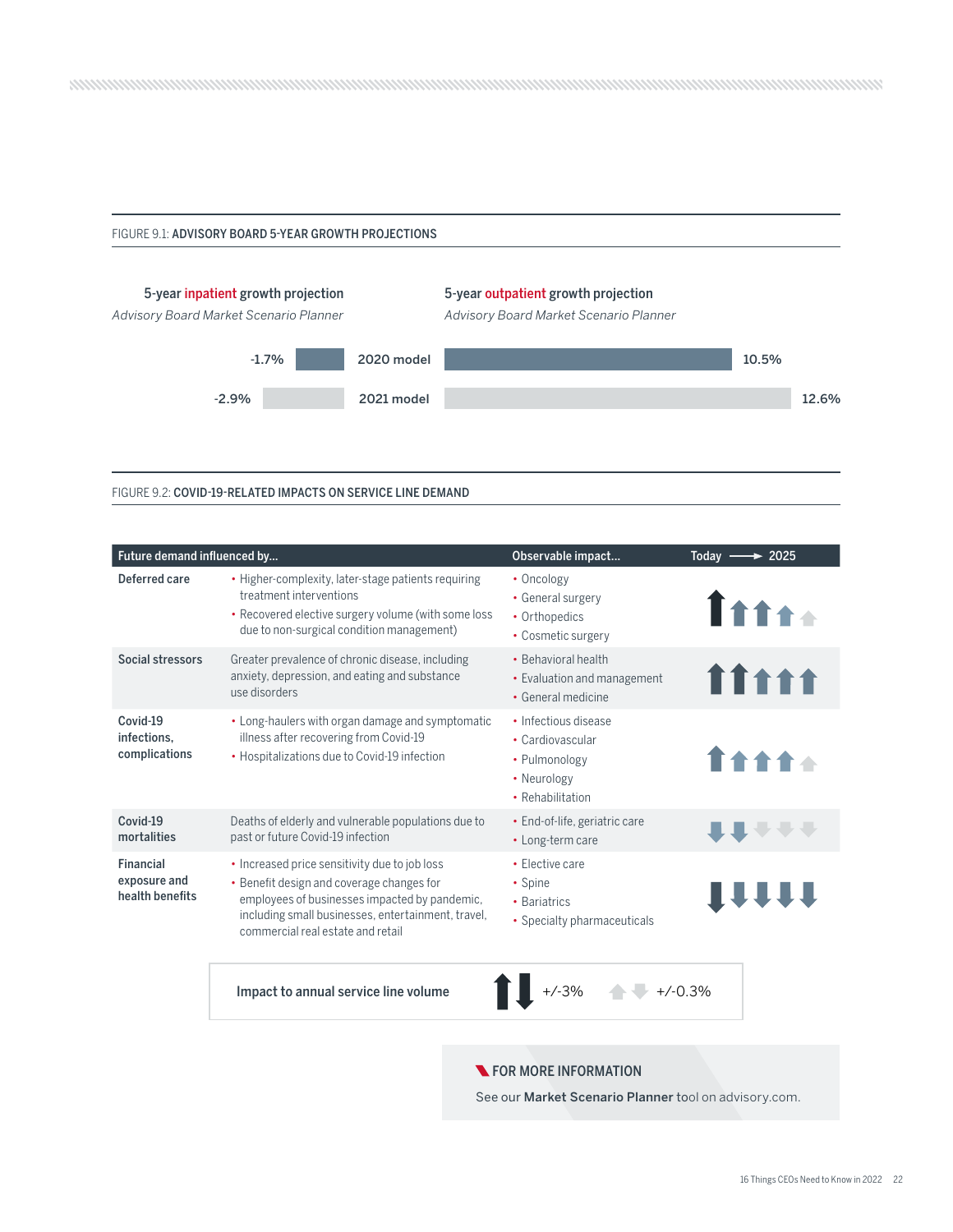FIGURE 9.1: **ADVISORY BOARD 5-YEAR GROWTH PROJECTIONS**

**5-year inpatient growth projection**
*Advisory Board Market Scenario Planner*

**5-year outpatient growth projection**
*Advisory Board Market Scenario Planner*

-1.7% 2020 model 10.5%

-2.9% 2021 model 12.6%

FIGURE 9.2: **COVID-19-RELATED IMPACTS ON SERVICE LINE DEMAND**

| Future demand influenced by... | | Observable impact... | Today → 2025 |
|---|---|---|---|
| **Deferred care** | • Higher-complexity, later-stage patients requiring treatment interventions<br>• Recovered elective surgery volume (with some loss due to non-surgical condition management) | • Oncology<br>• General surgery<br>• Orthopedics<br>• Cosmetic surgery | |
| **Social stressors** | Greater prevalence of chronic disease, including anxiety, depression, and eating and substance use disorders | • Behavioral health<br>• Evaluation and management<br>• General medicine | |
| **Covid-19 infections, complications** | • Long-haulers with organ damage and symptomatic illness after recovering from Covid-19<br>• Hospitalizations due to Covid-19 infection | • Infectious disease<br>• Cardiovascular<br>• Pulmonology<br>• Neurology<br>• Rehabilitation | |
| **Covid-19 mortalities** | Deaths of elderly and vulnerable populations due to past or future Covid-19 infection | • End-of-life, geriatric care<br>• Long-term care | |
| **Financial exposure and health benefits** | • Increased price sensitivity due to job loss<br>• Benefit design and coverage changes for employees of businesses impacted by pandemic, including small businesses, entertainment, travel, commercial real estate and retail | • Elective care<br>• Spine<br>• Bariatrics<br>• Specialty pharmaceuticals | |

**Impact to annual service line volume** +/-3% +/-0.3%

**FOR MORE INFORMATION**

See our **Market Scenario Planner** tool on advisory.com.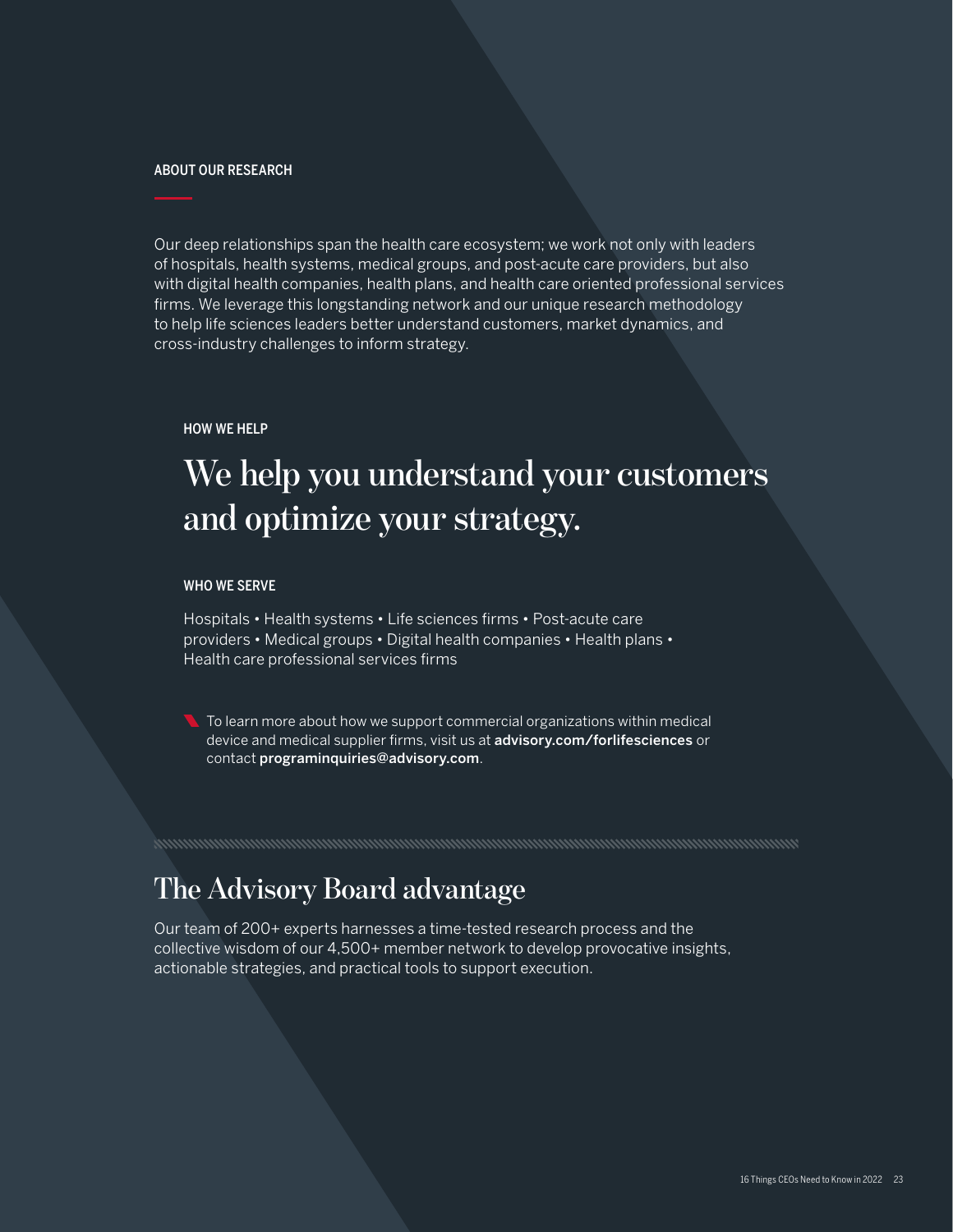ABOUT OUR RESEARCH

Our deep relationships span the health care ecosystem; we work not only with leaders of hospitals, health systems, medical groups, and post-acute care providers, but also with digital health companies, health plans, and health care oriented professional services firms. We leverage this longstanding network and our unique research methodology to help life sciences leaders better understand customers, market dynamics, and cross-industry challenges to inform strategy.

HOW WE HELP

## We help you understand your customers and optimize your strategy.

WHO WE SERVE

Hospitals • Health systems • Life sciences firms • Post-acute care providers • Medical groups • Digital health companies • Health plans • Health care professional services firms

To learn more about how we support commercial organizations within medical device and medical supplier firms, visit us at **advisory.com/forlifesciences** or contact **programinquiries@advisory.com**.

## The Advisory Board advantage

Our team of 200+ experts harnesses a time-tested research process and the collective wisdom of our 4,500+ member network to develop provocative insights, actionable strategies, and practical tools to support execution.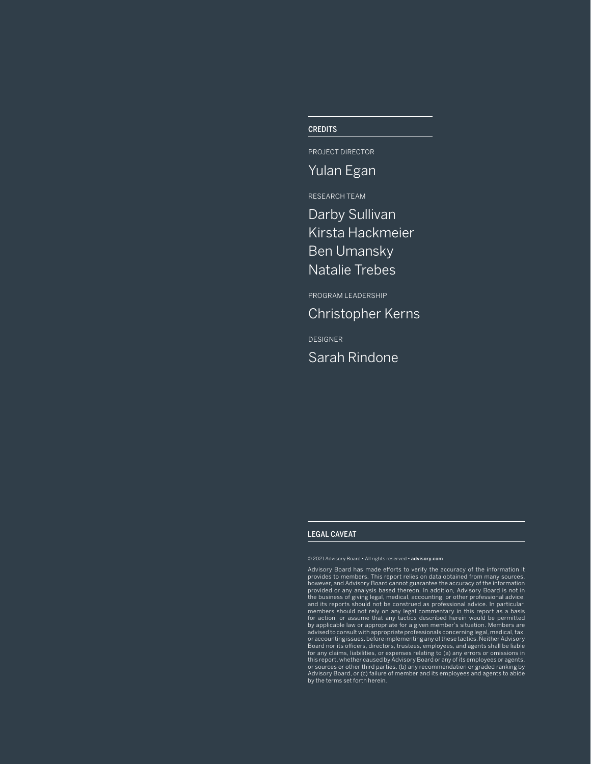## CREDITS

PROJECT DIRECTOR

Yulan Egan

RESEARCH TEAM

Darby Sullivan
Kirsta Hackmeier
Ben Umansky
Natalie Trebes

PROGRAM LEADERSHIP

Christopher Kerns

DESIGNER

Sarah Rindone

## LEGAL CAVEAT

© 2021 Advisory Board • All rights reserved • **advisory.com**

Advisory Board has made efforts to verify the accuracy of the information it provides to members. This report relies on data obtained from many sources, however, and Advisory Board cannot guarantee the accuracy of the information provided or any analysis based thereon. In addition, Advisory Board is not in the business of giving legal, medical, accounting, or other professional advice, and its reports should not be construed as professional advice. In particular, members should not rely on any legal commentary in this report as a basis for action, or assume that any tactics described herein would be permitted by applicable law or appropriate for a given member's situation. Members are advised to consult with appropriate professionals concerning legal, medical, tax, or accounting issues, before implementing any of these tactics. Neither Advisory Board nor its officers, directors, trustees, employees, and agents shall be liable for any claims, liabilities, or expenses relating to (a) any errors or omissions in this report, whether caused by Advisory Board or any of its employees or agents, or sources or other third parties, (b) any recommendation or graded ranking by Advisory Board, or (c) failure of member and its employees and agents to abide by the terms set forth herein.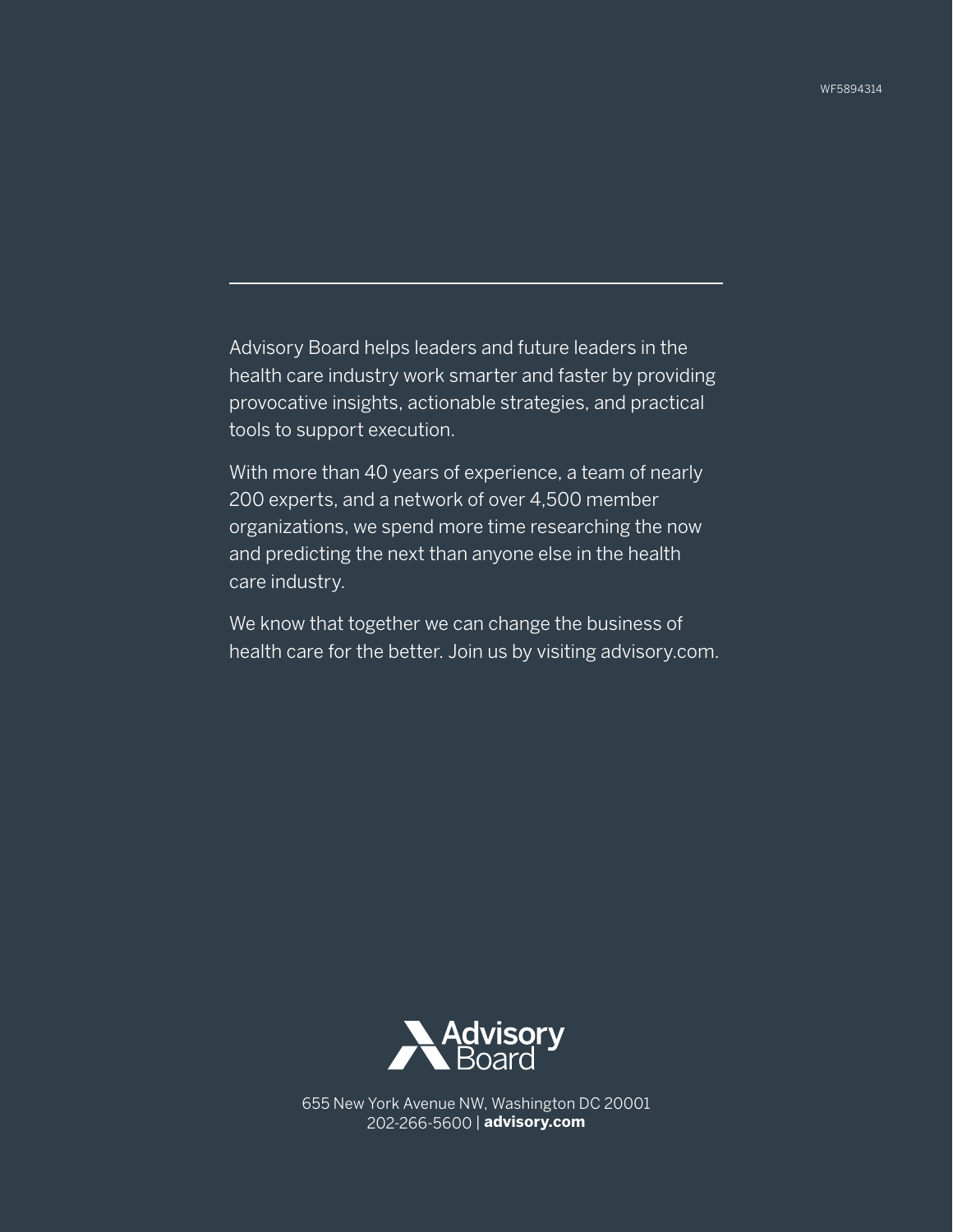WF5894314

Advisory Board helps leaders and future leaders in the health care industry work smarter and faster by providing provocative insights, actionable strategies, and practical tools to support execution.

With more than 40 years of experience, a team of nearly 200 experts, and a network of over 4,500 member organizations, we spend more time researching the now and predicting the next than anyone else in the health care industry.

We know that together we can change the business of health care for the better. Join us by visiting advisory.com.

Advisory Board

655 New York Avenue NW, Washington DC 20001
202-266-5600 | **advisory.com**